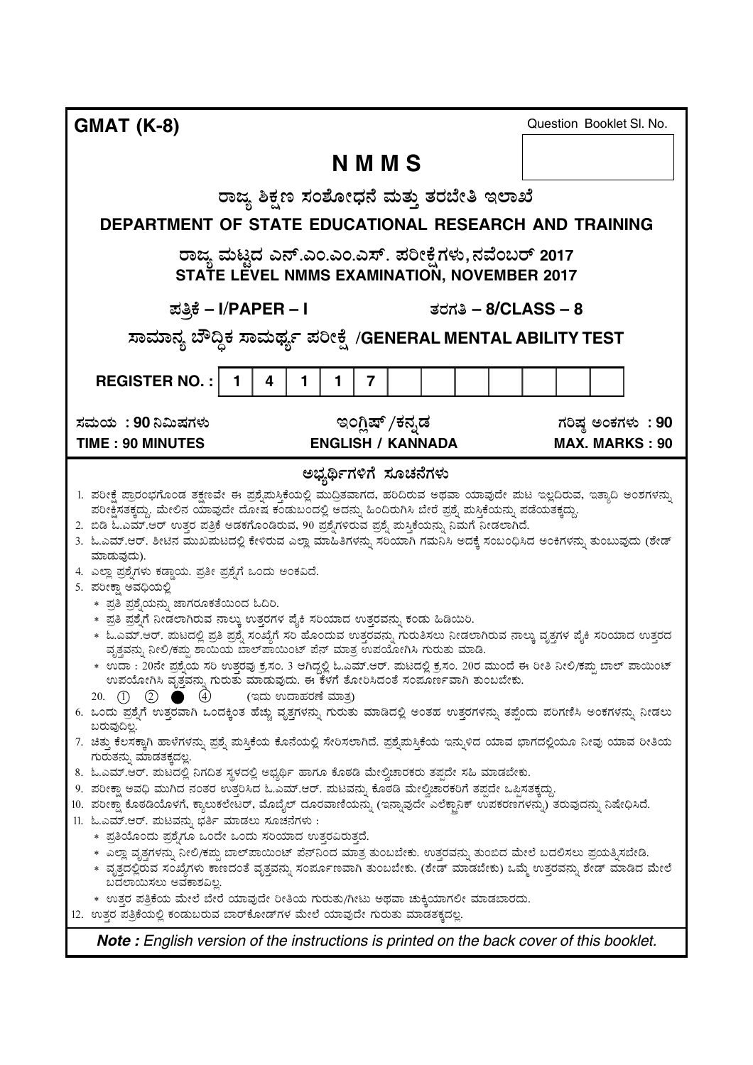**GMAT (K-8)** Question Booklet Sl. No.

# N M M S

## ರಾಜ್ಯ ಶಿಕ್ಷಣ ಸಂಶೋಧನೆ ಮತ್ತು ತರಬೇತಿ ಇಲಾಖೆ

## DEPARTMENT OF STATE EDUCATIONAL RESEARCH AND TRAINING

### ರಾಜ್ಯ ಮಟ್ಟದ ಎನ್.ಎಂ.ಎಂ.ಎಸ್. ಪರೀಕ್ಷೆಗಳು, ನವೆಂಬರ್ 2017
### STATE LEVEL NMMS EXAMINATION, NOVEMBER 2017

**ಪತ್ರಿಕೆ – I/PAPER – I** **ತರಗತಿ – 8/CLASS – 8**

**ಸಾಮಾನ್ಯ ಬೌದ್ಧಿಕ ಸಾಮರ್ಥ್ಯ ಪರೀಕ್ಷೆ /GENERAL MENTAL ABILITY TEST**

| REGISTER NO. : | 1 | 4 | 1 | 1 | 7 | | | | | | | | | |
|---|---|---|---|---|---|---|---|---|---|---|---|---|---|---|

| ಸಮಯ : 90 ನಿಮಿಷಗಳು | ಇಂಗ್ಲಿಷ್ /ಕನ್ನಡ | ಗರಿಷ್ಠ ಅಂಕಗಳು : 90 |
|---|---|---|
| TIME : 90 MINUTES | ENGLISH / KANNADA | MAX. MARKS : 90 |

### ಅಭ್ಯರ್ಥಿಗಳಿಗೆ ಸೂಚನೆಗಳು

1. ಪರೀಕ್ಷೆ ಪ್ರಾರಂಭಗೊಂಡ ತಕ್ಷಣವೇ ಈ ಪ್ರಶ್ನೆಪುಸ್ತಿಕೆಯಲ್ಲಿ ಮುದ್ರಿತವಾಗದ, ಹರಿದಿರುವ ಅಥವಾ ಯಾವುದೇ ಪುಟ ಇಲ್ಲದಿರುವ, ಇತ್ಯಾದಿ ಅಂಶಗಳನ್ನು ಪರೀಕ್ಷಿಸತಕ್ಕದ್ದು. ಮೇಲಿನ ಯಾವುದೇ ದೋಷ ಕಂಡುಬಂದಲ್ಲಿ ಅದನ್ನು ಹಿಂದಿರುಗಿಸಿ ಬೇರೆ ಪ್ರಶ್ನೆ ಪುಸ್ತಿಕೆಯನ್ನು ಪಡೆಯತಕ್ಕದ್ದು.
2. ಬಿಡಿ ಓ.ಎಮ್.ಆರ್ ಉತ್ತರ ಪತ್ರಿಕೆ ಅಡಕಗೊಂಡಿರುವ, 90 ಪ್ರಶ್ನೆಗಳಿರುವ ಪ್ರಶ್ನೆ ಪುಸ್ತಿಕೆಯನ್ನು ನಿಮಗೆ ನೀಡಲಾಗಿದೆ.
3. ಓ.ಎಮ್.ಆರ್. ಶೀಟಿನ ಮುಖಪುಟದಲ್ಲಿ ಕೇಳಿರುವ ಎಲ್ಲಾ ಮಾಹಿತಿಗಳನ್ನು ಸರಿಯಾಗಿ ಗಮನಿಸಿ ಅದಕ್ಕೆ ಸಂಬಂಧಿಸಿದ ಅಂಕಿಗಳನ್ನು ತುಂಬುವುದು (ಶೇಡ್ ಮಾಡುವುದು).
4. ಎಲ್ಲಾ ಪ್ರಶ್ನೆಗಳು ಕಡ್ಡಾಯ. ಪ್ರತೀ ಪ್ರಶ್ನೆಗೆ ಒಂದು ಅಂಕವಿದೆ.
5. ಪರೀಕ್ಷಾ ಅವಧಿಯಲ್ಲಿ
   * ಪ್ರತಿ ಪ್ರಶ್ನೆಯನ್ನು ಜಾಗರೂಕತೆಯಿಂದ ಓದಿರಿ.
   * ಪ್ರತಿ ಪ್ರಶ್ನೆಗೆ ನೀಡಲಾಗಿರುವ ನಾಲ್ಕು ಉತ್ತರಗಳ ಪೈಕಿ ಸರಿಯಾದ ಉತ್ತರವನ್ನು ಕಂಡು ಹಿಡಿಯಿರಿ.
   * ಓ.ಎಮ್.ಆರ್. ಪುಟದಲ್ಲಿ ಪ್ರತಿ ಪ್ರಶ್ನೆ ಸಂಖ್ಯೆಗೆ ಸರಿ ಹೊಂದುವ ಉತ್ತರವನ್ನು ಗುರುತಿಸಲು ನೀಡಲಾಗಿರುವ ನಾಲ್ಕು ವೃತ್ತಗಳ ಪೈಕಿ ಸರಿಯಾದ ಉತ್ತರದ ವೃತ್ತವನ್ನು ನೀಲಿ/ಕಪ್ಪು ಶಾಯಿಯ ಬಾಲ್‌ಪಾಯಿಂಟ್ ಪೆನ್ ಮಾತ್ರ ಉಪಯೋಗಿಸಿ ಗುರುತು ಮಾಡಿ.
   * ಉದಾ : 20ನೇ ಪ್ರಶ್ನೆಯ ಸರಿ ಉತ್ತರವು ಕ್ರ.ಸಂ. 3 ಆಗಿದ್ದಲ್ಲಿ ಓ.ಎಮ್.ಆರ್. ಪುಟದಲ್ಲಿ ಕ್ರ.ಸಂ. 20ರ ಮುಂದೆ ಈ ರೀತಿ ನೀಲಿ/ಕಪ್ಪು ಬಾಲ್ ಪಾಯಿಂಟ್ ಉಪಯೋಗಿಸಿ ವೃತ್ತವನ್ನು ಗುರುತು ಮಾಡುವುದು. ಈ ಕೆಳಗೆ ತೋರಿಸಿದಂತೆ ಸಂಪೂರ್ಣವಾಗಿ ತುಂಬಬೇಕು.

   20. ① ② ● ④ (ಇದು ಉದಾಹರಣೆ ಮಾತ್ರ)
6. ಒಂದು ಪ್ರಶ್ನೆಗೆ ಉತ್ತರವಾಗಿ ಒಂದಕ್ಕಿಂತ ಹೆಚ್ಚು ವೃತ್ತಗಳನ್ನು ಗುರುತು ಮಾಡಿದಲ್ಲಿ ಅಂತಹ ಉತ್ತರಗಳನ್ನು ತಪ್ಪೆಂದು ಪರಿಗಣಿಸಿ ಅಂಕಗಳನ್ನು ನೀಡಲು ಬರುವುದಿಲ್ಲ.
7. ಚಿತ್ತು ಕೆಲಸಕ್ಕಾಗಿ ಹಾಳೆಗಳನ್ನು ಪ್ರಶ್ನೆ ಪುಸ್ತಿಕೆಯ ಕೊನೆಯಲ್ಲಿ ಸೇರಿಸಲಾಗಿದೆ. ಪ್ರಶ್ನೆಪುಸ್ತಿಕೆಯ ಇನ್ನುಳಿದ ಯಾವ ಭಾಗದಲ್ಲಿಯೂ ನೀವು ಯಾವ ರೀತಿಯ ಗುರುತನ್ನು ಮಾಡತಕ್ಕದ್ದಲ್ಲ.
8. ಓ.ಎಮ್.ಆರ್. ಪುಟದಲ್ಲಿ ನಿಗದಿತ ಸ್ಥಳದಲ್ಲಿ ಅಭ್ಯರ್ಥಿ ಹಾಗೂ ಕೊಠಡಿ ಮೇಲ್ವಿಚಾರಕರು ತಪ್ಪದೇ ಸಹಿ ಮಾಡಬೇಕು.
9. ಪರೀಕ್ಷಾ ಅವಧಿ ಮುಗಿದ ನಂತರ ಉತ್ತರಿಸಿದ ಓ.ಎಮ್.ಆರ್. ಪುಟವನ್ನು ಕೊಠಡಿ ಮೇಲ್ವಿಚಾರಕರಿಗೆ ತಪ್ಪದೇ ಒಪ್ಪಿಸತಕ್ಕದ್ದು.
10. ಪರೀಕ್ಷಾ ಕೊಠಡಿಯೊಳಗೆ, ಕ್ಯಾಲುಕಲೇಟರ್, ಮೊಬೈಲ್ ದೂರವಾಣಿಯನ್ನು (ಇನ್ನಾವುದೇ ಎಲೆಕ್ಟ್ರಾನಿಕ್ ಉಪಕರಣಗಳನ್ನು) ತರುವುದನ್ನು ನಿಷೇಧಿಸಿದೆ.
11. ಓ.ಎಮ್.ಆರ್. ಪುಟವನ್ನು ಭರ್ತಿ ಮಾಡಲು ಸೂಚನೆಗಳು :
    * ಪ್ರತಿಯೊಂದು ಪ್ರಶ್ನೆಗೂ ಒಂದೇ ಒಂದು ಸರಿಯಾದ ಉತ್ತರವಿರುತ್ತದೆ.
    * ಎಲ್ಲಾ ವೃತ್ತಗಳನ್ನು ನೀಲಿ/ಕಪ್ಪು ಬಾಲ್‌ಪಾಯಿಂಟ್ ಪೆನ್‌ನಿಂದ ಮಾತ್ರ ತುಂಬಬೇಕು. ಉತ್ತರವನ್ನು ತುಂಬಿದ ಮೇಲೆ ಬದಲಿಸಲು ಪ್ರಯತ್ನಿಸಬೇಡಿ.
    * ವೃತ್ತದಲ್ಲಿರುವ ಸಂಖ್ಯೆಗಳು ಕಾಣದಂತೆ ವೃತ್ತವನ್ನು ಸಂಪೂರ್ಣವಾಗಿ ತುಂಬಬೇಕು. (ಶೇಡ್ ಮಾಡಬೇಕು) ಒಮ್ಮೆ ಉತ್ತರವನ್ನು ಶೇಡ್ ಮಾಡಿದ ಮೇಲೆ ಬದಲಾಯಿಸಲು ಅವಕಾಶವಿಲ್ಲ.
    * ಉತ್ತರ ಪತ್ರಿಕೆಯ ಮೇಲೆ ಬೇರೆ ಯಾವುದೇ ರೀತಿಯ ಗುರುತು/ಗೀಟು ಅಥವಾ ಚುಕ್ಕಿಯಾಗಲೀ ಮಾಡಬಾರದು.
12. ಉತ್ತರ ಪತ್ರಿಕೆಯಲ್ಲಿ ಕಂಡುಬರುವ ಬಾರ್‌ಕೋಡ್‌ಗಳ ಮೇಲೆ ಯಾವುದೇ ಗುರುತು ಮಾಡತಕ್ಕದ್ದಲ್ಲ.

***Note :** English version of the instructions is printed on the back cover of this booklet.*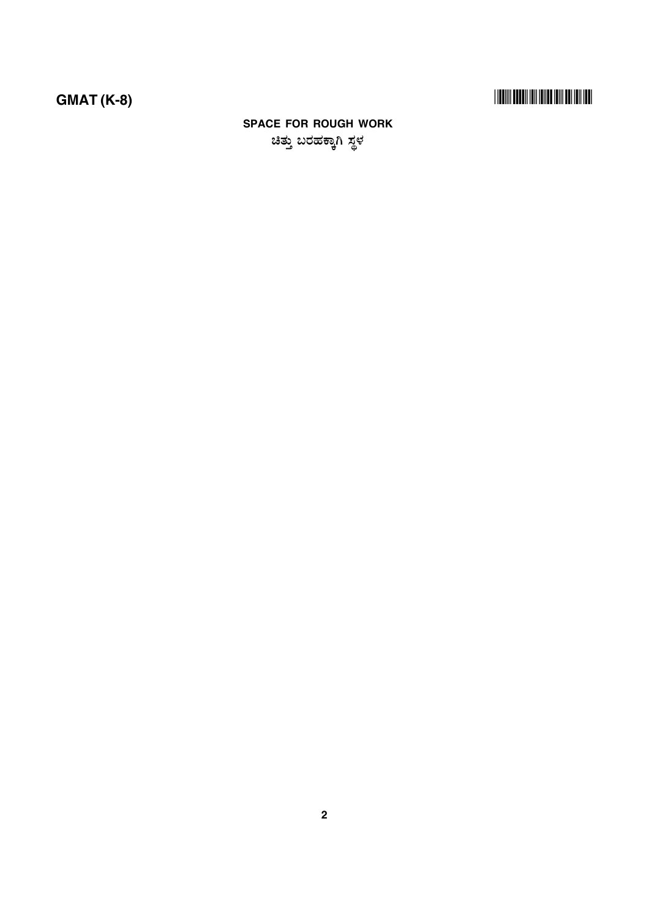**SPACE FOR ROUGH WORK**

**ಚಿತ್ತು ಬರಹಕ್ಕಾಗಿ ಸ್ಥಳ**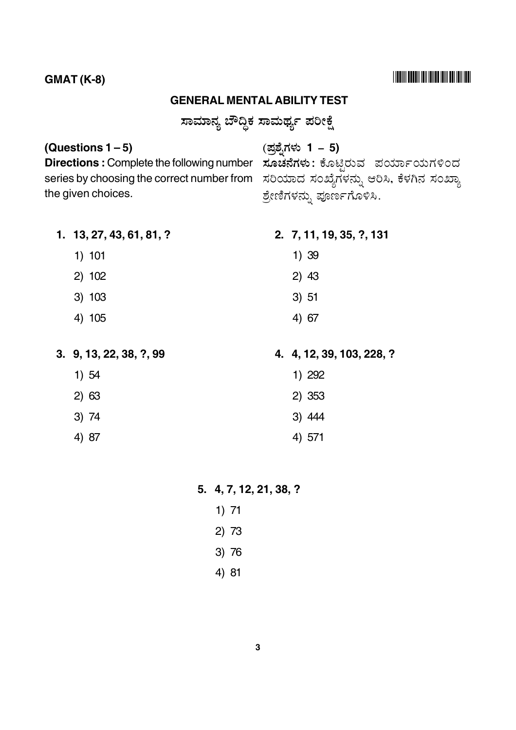GMAT (K-8)

## GENERAL MENTAL ABILITY TEST

## ಸಾಮಾನ್ಯ ಬೌದ್ಧಿಕ ಸಾಮರ್ಥ್ಯ ಪರೀಕ್ಷೆ

**(Questions 1 – 5)**

**Directions :** Complete the following number series by choosing the correct number from the given choices.

**(ಪ್ರಶ್ನೆಗಳು 1 – 5)**

**ಸೂಚನೆಗಳು :** ಕೊಟ್ಟಿರುವ ಪರ್ಯಾಯಗಳಿಂದ ಸರಿಯಾದ ಸಂಖ್ಯೆಗಳನ್ನು ಆರಿಸಿ, ಕೆಳಗಿನ ಸಂಖ್ಯಾ ಶ್ರೇಣಿಗಳನ್ನು ಪೂರ್ಣಗೊಳಿಸಿ.

**1. 13, 27, 43, 61, 81, ?**

1) 101
2) 102
3) 103
4) 105

**2. 7, 11, 19, 35, ?, 131**

1) 39
2) 43
3) 51
4) 67

**3. 9, 13, 22, 38, ?, 99**

1) 54
2) 63
3) 74
4) 87

**4. 4, 12, 39, 103, 228, ?**

1) 292
2) 353
3) 444
4) 571

**5. 4, 7, 12, 21, 38, ?**

1) 71
2) 73
3) 76
4) 81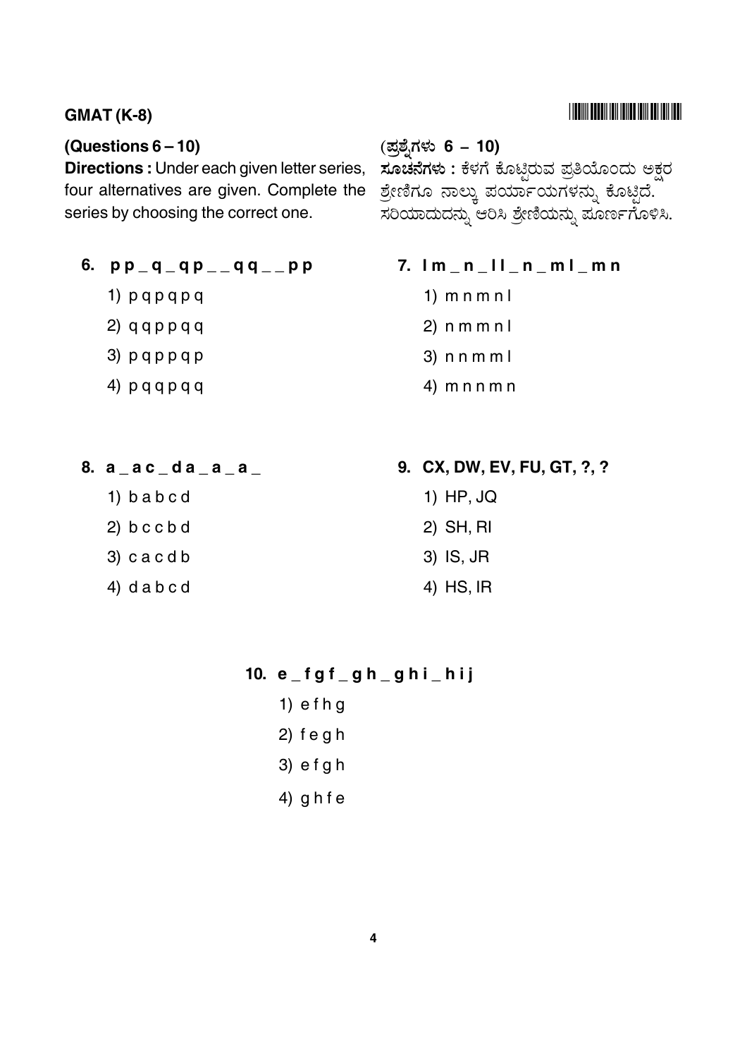GMAT (K-8)

**(Questions 6 – 10)**

**Directions :** Under each given letter series, four alternatives are given. Complete the series by choosing the correct one.

**(ಪ್ರಶ್ನೆಗಳು 6 – 10)**

**ಸೂಚನೆಗಳು :** ಕೆಳಗೆ ಕೊಟ್ಟಿರುವ ಪ್ರತಿಯೊಂದು ಅಕ್ಷರ ಶ್ರೇಣಿಗೂ ನಾಲ್ಕು ಪರ್ಯಾಯಗಳನ್ನು ಕೊಟ್ಟಿದೆ. ಸರಿಯಾದುದನ್ನು ಆರಿಸಿ ಶ್ರೇಣಿಯನ್ನು ಪೂರ್ಣಗೊಳಿಸಿ.

**6. p p _ q _ q p _ _ q q _ _ p p**

1) p q p q p q
2) q q p p q q
3) p q p p q p
4) p q q p q q

**7. l m _ n _ l l _ n _ m l _ m n**

1) m n m n l
2) n m m n l
3) n n m m l
4) m n n m n

**8. a _ a c _ d a _ a _ a _**

1) b a b c d
2) b c c b d
3) c a c d b
4) d a b c d

**9. CX, DW, EV, FU, GT, ?, ?**

1) HP, JQ
2) SH, RI
3) IS, JR
4) HS, IR

**10. e _ f g f _ g h _ g h i _ h i j**

1) e f h g
2) f e g h
3) e f g h
4) g h f e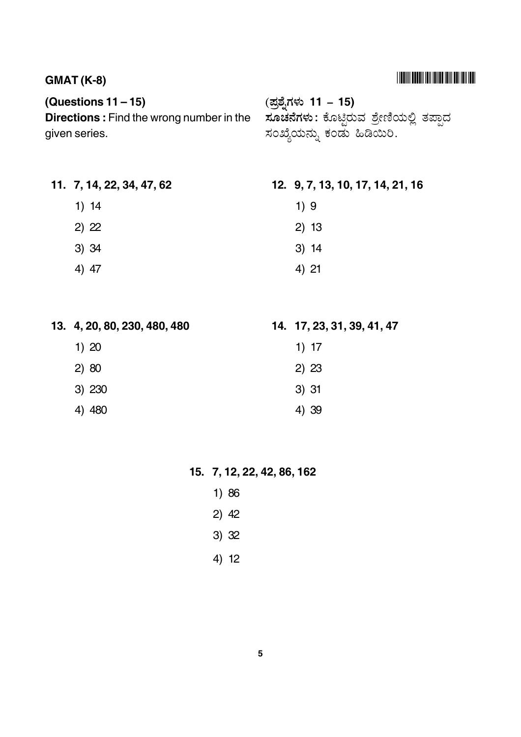**(Questions 11 – 15)**

**Directions :** Find the wrong number in the given series.

**(ಪ್ರಶ್ನೆಗಳು 11 – 15)**

**ಸೂಚನೆಗಳು :** ಕೊಟ್ಟಿರುವ ಶ್ರೇಣಿಯಲ್ಲಿ ತಪ್ಪಾದ ಸಂಖ್ಯೆಯನ್ನು ಕಂಡು ಹಿಡಿಯಿರಿ.

**11. 7, 14, 22, 34, 47, 62**

1) 14
2) 22
3) 34
4) 47

**12. 9, 7, 13, 10, 17, 14, 21, 16**

1) 9
2) 13
3) 14
4) 21

**13. 4, 20, 80, 230, 480, 480**

1) 20
2) 80
3) 230
4) 480

**14. 17, 23, 31, 39, 41, 47**

1) 17
2) 23
3) 31
4) 39

**15. 7, 12, 22, 42, 86, 162**

1) 86
2) 42
3) 32
4) 12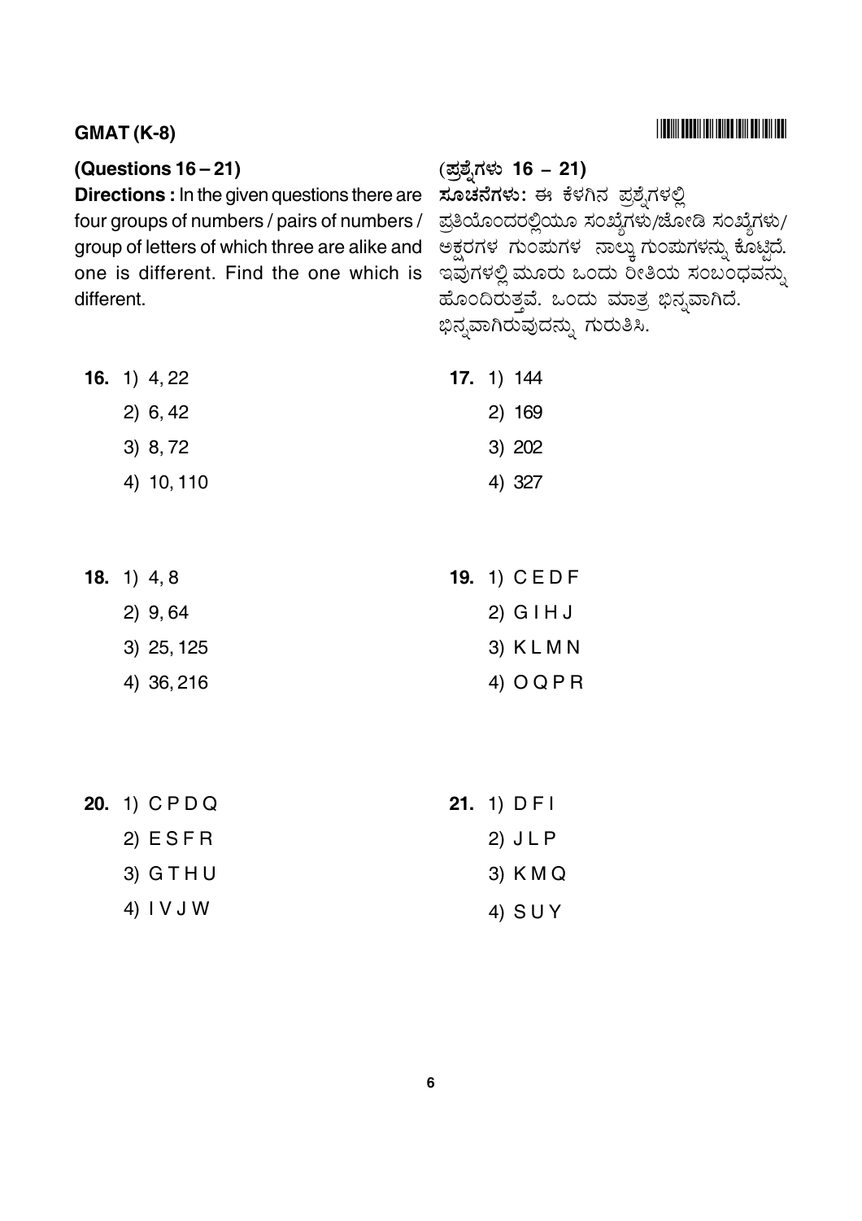**(Questions 16 – 21)**

**Directions :** In the given questions there are four groups of numbers / pairs of numbers / group of letters of which three are alike and one is different. Find the one which is different.

**(ಪ್ರಶ್ನೆಗಳು 16 – 21)**

**ಸೂಚನೆಗಳು:** ಈ ಕೆಳಗಿನ ಪ್ರಶ್ನೆಗಳಲ್ಲಿ ಪ್ರತಿಯೊಂದರಲ್ಲಿಯೂ ಸಂಖ್ಯೆಗಳು/ಜೋಡಿ ಸಂಖ್ಯೆಗಳು/ ಅಕ್ಷರಗಳ ಗುಂಪುಗಳ ನಾಲ್ಕು ಗುಂಪುಗಳನ್ನು ಕೊಟ್ಟಿದೆ. ಇವುಗಳಲ್ಲಿ ಮೂರು ಒಂದು ರೀತಿಯ ಸಂಬಂಧವನ್ನು ಹೊಂದಿರುತ್ತವೆ. ಒಂದು ಮಾತ್ರ ಭಿನ್ನವಾಗಿದೆ. ಭಿನ್ನವಾಗಿರುವುದನ್ನು ಗುರುತಿಸಿ.

**16.** 1) 4, 22
2) 6, 42
3) 8, 72
4) 10, 110

**17.** 1) 144
2) 169
3) 202
4) 327

**18.** 1) 4, 8
2) 9, 64
3) 25, 125
4) 36, 216

**19.** 1) C E D F
2) G I H J
3) K L M N
4) O Q P R

**20.** 1) C P D Q
2) E S F R
3) G T H U
4) I V J W

**21.** 1) D F I
2) J L P
3) K M Q
4) S U Y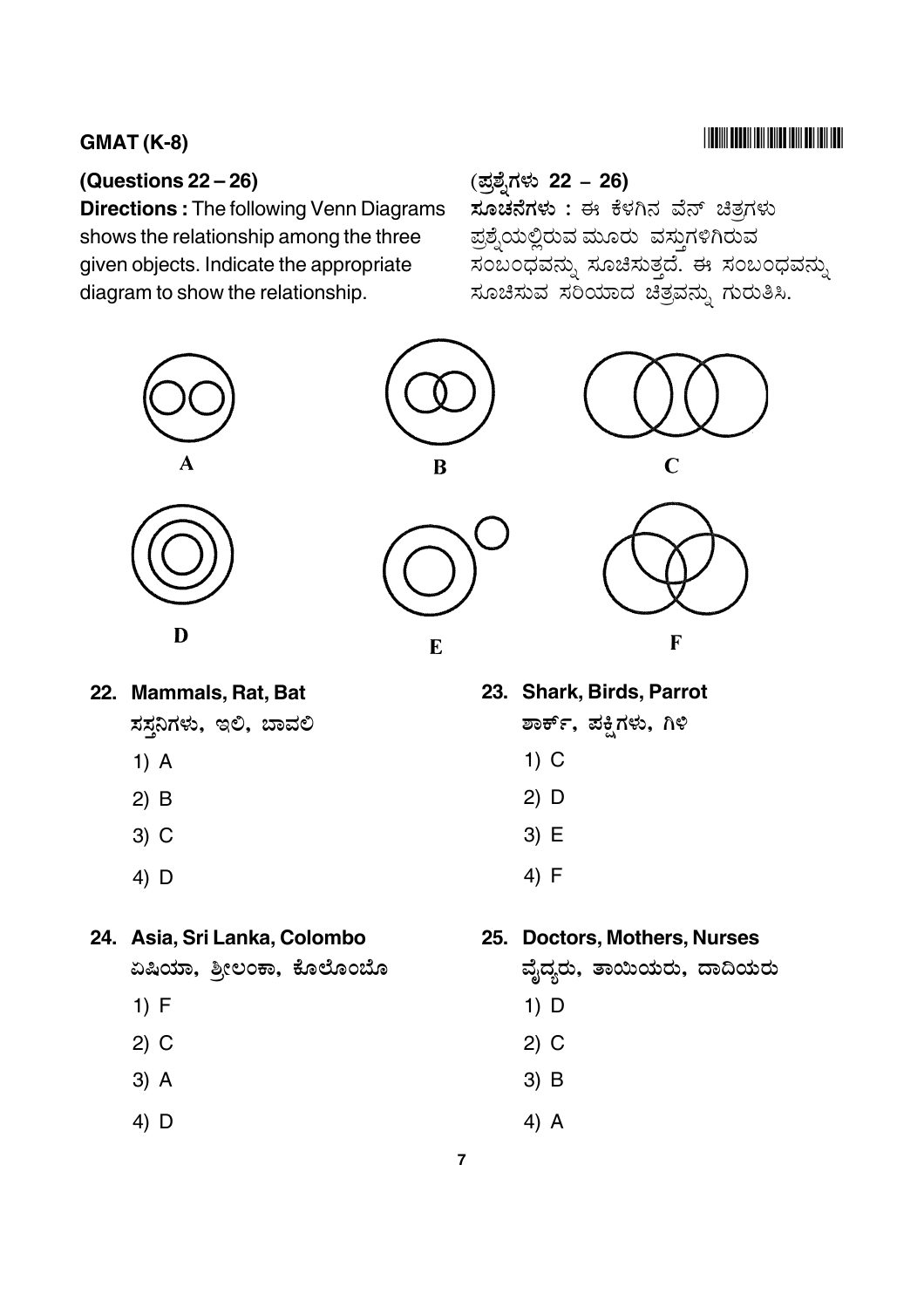**(Questions 22 – 26)**

**Directions :** The following Venn Diagrams shows the relationship among the three given objects. Indicate the appropriate diagram to show the relationship.

**(ಪ್ರಶ್ನೆಗಳು 22 – 26)**

**ಸೂಚನೆಗಳು :** ಈ ಕೆಳಗಿನ ವೆನ್ ಚಿತ್ರಗಳು ಪ್ರಶ್ನೆಯಲ್ಲಿರುವ ಮೂರು ವಸ್ತುಗಳಿಗಿರುವ ಸಂಬಂಧವನ್ನು ಸೂಚಿಸುತ್ತದೆ. ಈ ಸಂಬಂಧವನ್ನು ಸೂಚಿಸುವ ಸರಿಯಾದ ಚಿತ್ರವನ್ನು ಗುರುತಿಸಿ.

A B C

D E F

**22. Mammals, Rat, Bat**

ಸಸ್ತನಿಗಳು, ಇಲಿ, ಬಾವಲಿ

1) A

2) B

3) C

4) D

**23. Shark, Birds, Parrot**

ಶಾರ್ಕ್, ಪಕ್ಷಿಗಳು, ಗಿಳಿ

1) C

2) D

3) E

4) F

**24. Asia, Sri Lanka, Colombo**

ಏಷಿಯಾ, ಶ್ರೀಲಂಕಾ, ಕೊಲೊಂಬೊ

1) F

2) C

3) A

4) D

**25. Doctors, Mothers, Nurses**

ವೈದ್ಯರು, ತಾಯಿಯರು, ದಾದಿಯರು

1) D

2) C

3) B

4) A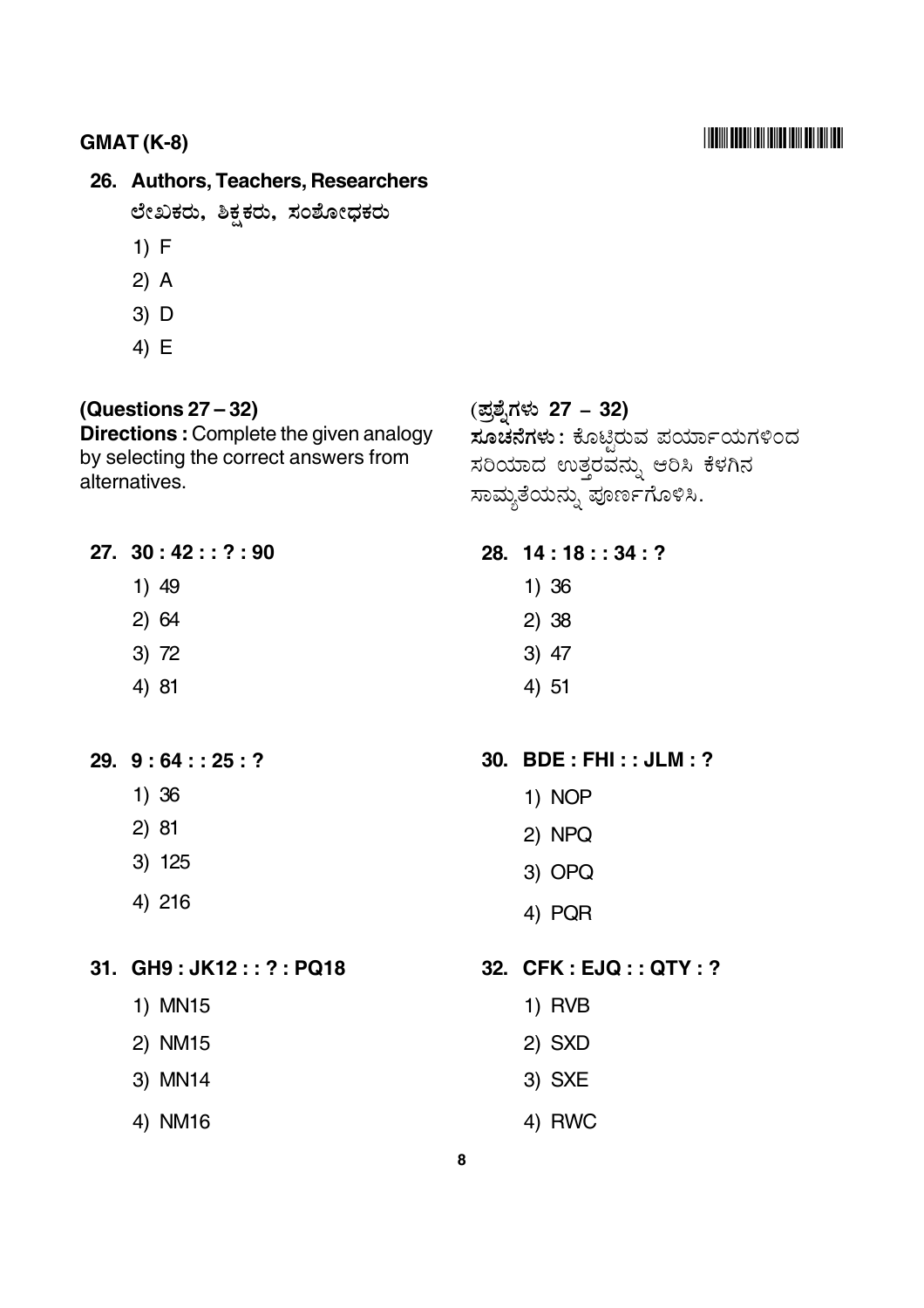**26. Authors, Teachers, Researchers**

ಲೇಖಕರು, ಶಿಕ್ಷಕರು, ಸಂಶೋಧಕರು

1) F
2) A
3) D
4) E

**(Questions 27 – 32)**

**Directions :** Complete the given analogy by selecting the correct answers from alternatives.

**(ಪ್ರಶ್ನೆಗಳು 27 – 32)**

**ಸೂಚನೆಗಳು :** ಕೊಟ್ಟಿರುವ ಪರ್ಯಾಯಗಳಿಂದ ಸರಿಯಾದ ಉತ್ತರವನ್ನು ಆರಿಸಿ ಕೆಳಗಿನ ಸಾಮ್ಯತೆಯನ್ನು ಪೂರ್ಣಗೊಳಿಸಿ.

**27. 30 : 42 : : ? : 90**

1) 49
2) 64
3) 72
4) 81

**28. 14 : 18 : : 34 : ?**

1) 36
2) 38
3) 47
4) 51

**29. 9 : 64 : : 25 : ?**

1) 36
2) 81
3) 125
4) 216

**30. BDE : FHI : : JLM : ?**

1) NOP
2) NPQ
3) OPQ
4) PQR

**31. GH9 : JK12 : : ? : PQ18**

1) MN15
2) NM15
3) MN14
4) NM16

**32. CFK : EJQ : : QTY : ?**

1) RVB
2) SXD
3) SXE
4) RWC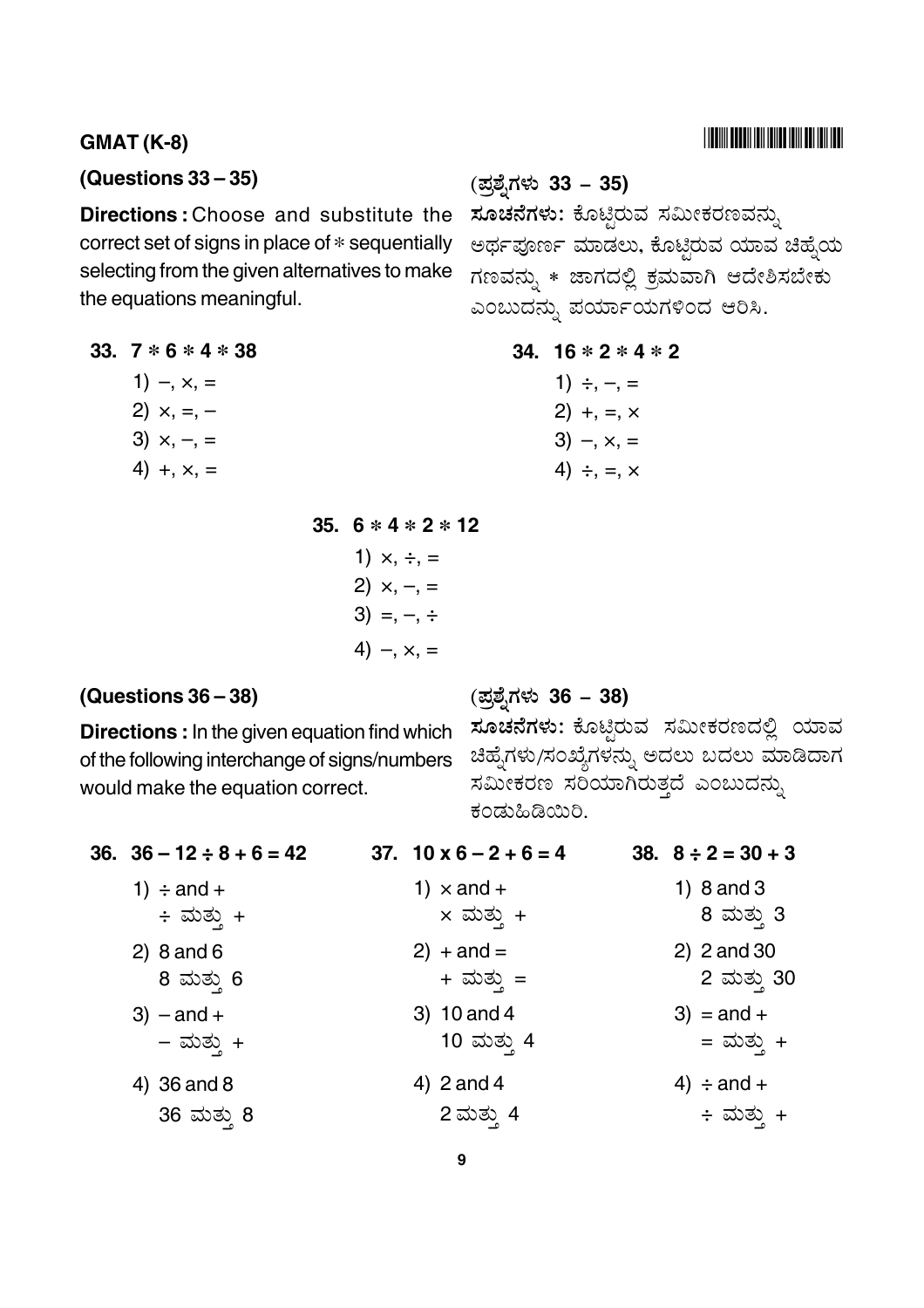**GMAT (K-8)**

**(Questions 33 – 35)**

**Directions :** Choose and substitute the correct set of signs in place of * sequentially selecting from the given alternatives to make the equations meaningful.

**(ಪ್ರಶ್ನೆಗಳು 33 – 35)**

**ಸೂಚನೆಗಳು:** ಕೊಟ್ಟಿರುವ ಸಮೀಕರಣವನ್ನು ಅರ್ಥಪೂರ್ಣ ಮಾಡಲು, ಕೊಟ್ಟಿರುವ ಯಾವ ಚಿಹ್ನೆಯ ಗಣವನ್ನು * ಜಾಗದಲ್ಲಿ ಕ್ರಮವಾಗಿ ಆದೇಶಿಸಬೇಕು ಎಂಬುದನ್ನು ಪರ್ಯಾಯಗಳಿಂದ ಆರಿಸಿ.

**33. 7 * 6 * 4 * 38**

1) –, ×, =
2) ×, =, –
3) ×, –, =
4) +, ×, =

**34. 16 * 2 * 4 * 2**

1) ÷, –, =
2) +, =, ×
3) –, ×, =
4) ÷, =, ×

**35. 6 * 4 * 2 * 12**

1) ×, ÷, =
2) ×, –, =
3) =, –, ÷
4) –, ×, =

**(Questions 36 – 38)**

**Directions :** In the given equation find which of the following interchange of signs/numbers would make the equation correct.

**(ಪ್ರಶ್ನೆಗಳು 36 – 38)**

**ಸೂಚನೆಗಳು:** ಕೊಟ್ಟಿರುವ ಸಮೀಕರಣದಲ್ಲಿ ಯಾವ ಚಿಹ್ನೆಗಳು/ಸಂಖ್ಯೆಗಳನ್ನು ಅದಲು ಬದಲು ಮಾಡಿದಾಗ ಸಮೀಕರಣ ಸರಿಯಾಗಿರುತ್ತದೆ ಎಂಬುದನ್ನು ಕಂಡುಹಿಡಿಯಿರಿ.

**36. 36 – 12 ÷ 8 + 6 = 42**

1) ÷ and +
   ÷ ಮತ್ತು +
2) 8 and 6
   8 ಮತ್ತು 6
3) – and +
   – ಮತ್ತು +
4) 36 and 8
   36 ಮತ್ತು 8

**37. 10 x 6 – 2 + 6 = 4**

1) × and +
   × ಮತ್ತು +
2) + and =
   + ಮತ್ತು =
3) 10 and 4
   10 ಮತ್ತು 4
4) 2 and 4
   2 ಮತ್ತು 4

**38. 8 ÷ 2 = 30 + 3**

1) 8 and 3
   8 ಮತ್ತು 3
2) 2 and 30
   2 ಮತ್ತು 30
3) = and +
   = ಮತ್ತು +
4) ÷ and +
   ÷ ಮತ್ತು +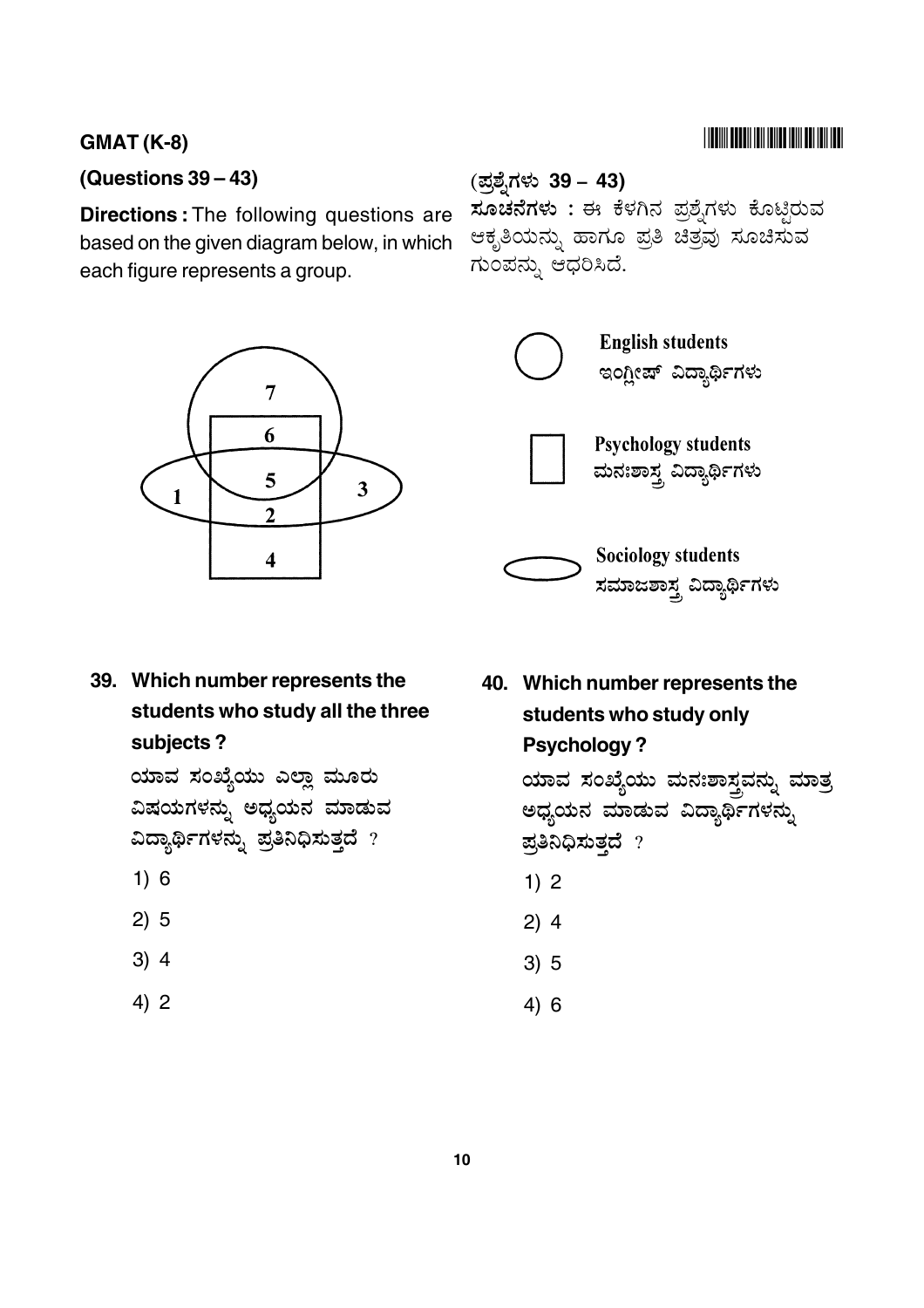GMAT (K-8)

**(Questions 39 – 43)**

**Directions :** The following questions are based on the given diagram below, in which each figure represents a group.

**(ಪ್ರಶ್ನೆಗಳು 39 – 43)**

**ಸೂಚನೆಗಳು :** ಈ ಕೆಳಗಿನ ಪ್ರಶ್ನೆಗಳು ಕೊಟ್ಟಿರುವ ಆಕೃತಿಯನ್ನು ಹಾಗೂ ಪ್ರತಿ ಚಿತ್ರವು ಸೂಚಿಸುವ ಗುಂಪನ್ನು ಆಧರಿಸಿದೆ.

Circle: English students / ಇಂಗ್ಲೀಷ್ ವಿದ್ಯಾರ್ಥಿಗಳು

Rectangle: Psychology students / ಮನಃಶಾಸ್ತ್ರ ವಿದ್ಯಾರ್ಥಿಗಳು

Ellipse: Sociology students / ಸಮಾಜಶಾಸ್ತ್ರ ವಿದ್ಯಾರ್ಥಿಗಳು

**39. Which number represents the students who study all the three subjects ?**

ಯಾವ ಸಂಖ್ಯೆಯು ಎಲ್ಲಾ ಮೂರು ವಿಷಯಗಳನ್ನು ಅಧ್ಯಯನ ಮಾಡುವ ವಿದ್ಯಾರ್ಥಿಗಳನ್ನು ಪ್ರತಿನಿಧಿಸುತ್ತದೆ ?

1) 6

2) 5

3) 4

4) 2

**40. Which number represents the students who study only Psychology ?**

ಯಾವ ಸಂಖ್ಯೆಯು ಮನಃಶಾಸ್ತ್ರವನ್ನು ಮಾತ್ರ ಅಧ್ಯಯನ ಮಾಡುವ ವಿದ್ಯಾರ್ಥಿಗಳನ್ನು ಪ್ರತಿನಿಧಿಸುತ್ತದೆ ?

1) 2

2) 4

3) 5

4) 6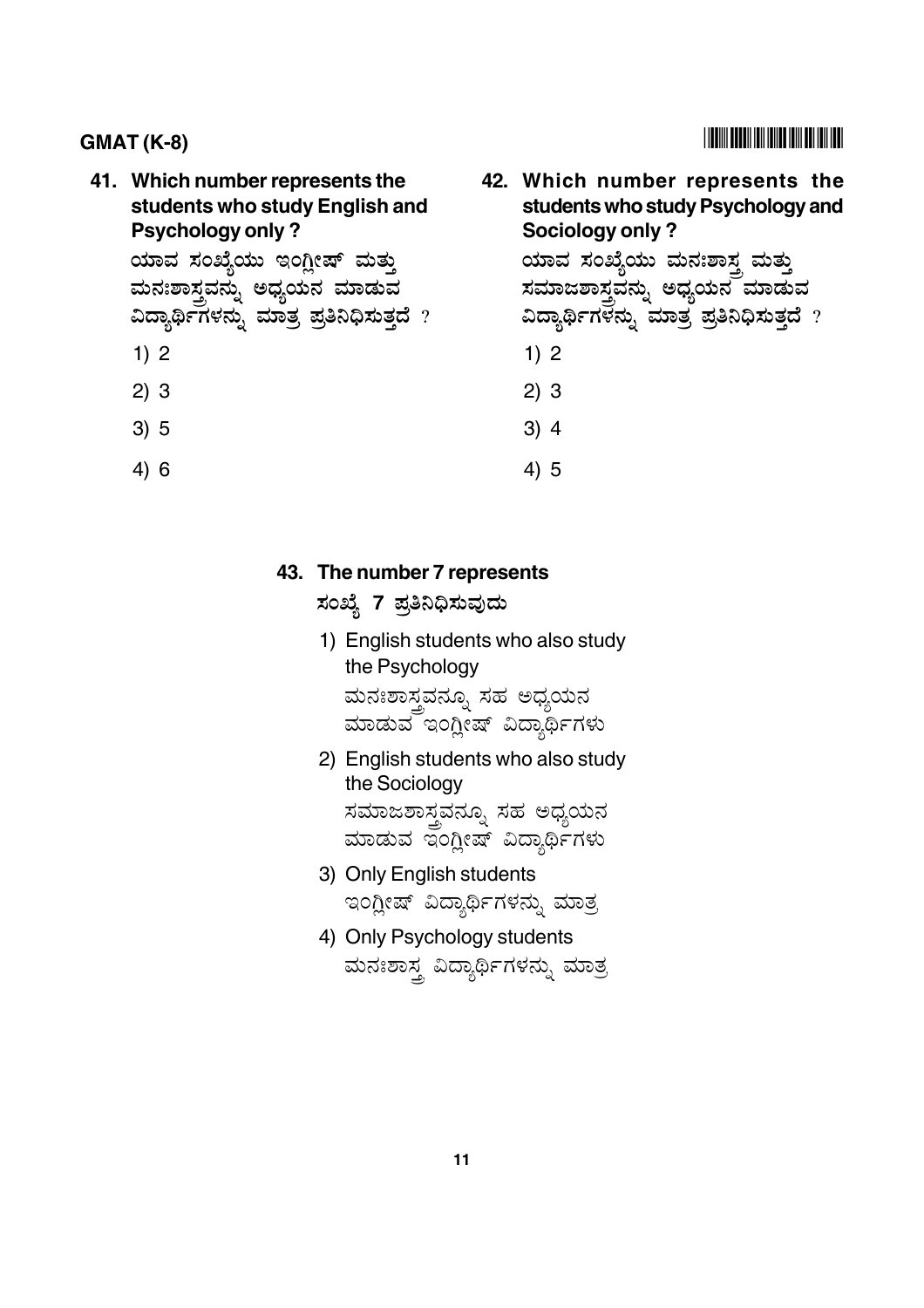41. **Which number represents the students who study English and Psychology only ?**

    **ಯಾವ ಸಂಖ್ಯೆಯು ಇಂಗ್ಲೀಷ್ ಮತ್ತು ಮನಃಶಾಸ್ತ್ರವನ್ನು ಅಧ್ಯಯನ ಮಾಡುವ ವಿದ್ಯಾರ್ಥಿಗಳನ್ನು ಮಾತ್ರ ಪ್ರತಿನಿಧಿಸುತ್ತದೆ ?**

    1) 2
    2) 3
    3) 5
    4) 6

42. **Which number represents the students who study Psychology and Sociology only ?**

    **ಯಾವ ಸಂಖ್ಯೆಯು ಮನಃಶಾಸ್ತ್ರ ಮತ್ತು ಸಮಾಜಶಾಸ್ತ್ರವನ್ನು ಅಧ್ಯಯನ ಮಾಡುವ ವಿದ್ಯಾರ್ಥಿಗಳನ್ನು ಮಾತ್ರ ಪ್ರತಿನಿಧಿಸುತ್ತದೆ ?**

    1) 2
    2) 3
    3) 4
    4) 5

43. **The number 7 represents**

    **ಸಂಖ್ಯೆ 7 ಪ್ರತಿನಿಧಿಸುವುದು**

    1) English students who also study the Psychology
       ಮನಃಶಾಸ್ತ್ರವನ್ನೂ ಸಹ ಅಧ್ಯಯನ ಮಾಡುವ ಇಂಗ್ಲೀಷ್ ವಿದ್ಯಾರ್ಥಿಗಳು
    2) English students who also study the Sociology
       ಸಮಾಜಶಾಸ್ತ್ರವನ್ನೂ ಸಹ ಅಧ್ಯಯನ ಮಾಡುವ ಇಂಗ್ಲೀಷ್ ವಿದ್ಯಾರ್ಥಿಗಳು
    3) Only English students
       ಇಂಗ್ಲೀಷ್ ವಿದ್ಯಾರ್ಥಿಗಳನ್ನು ಮಾತ್ರ
    4) Only Psychology students
       ಮನಃಶಾಸ್ತ್ರ ವಿದ್ಯಾರ್ಥಿಗಳನ್ನು ಮಾತ್ರ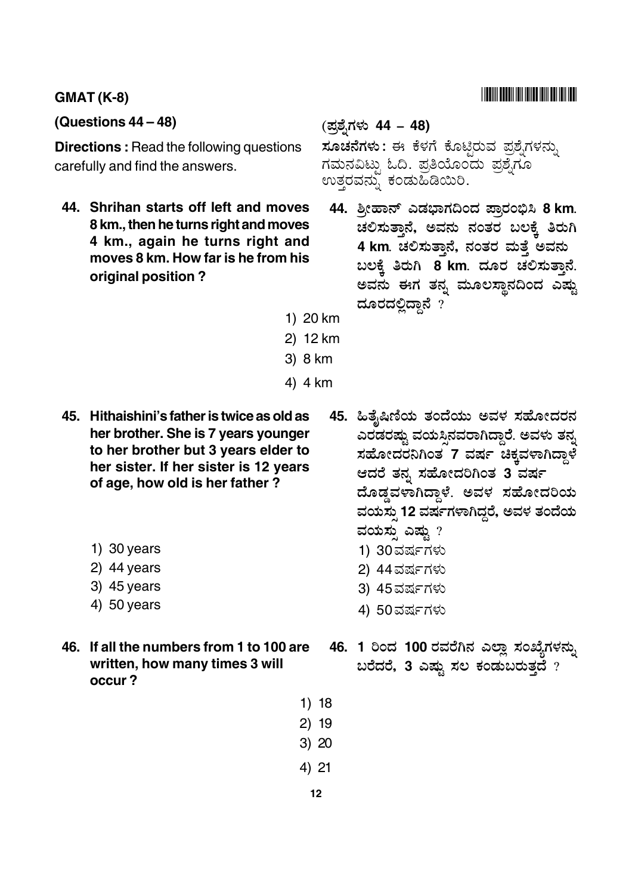(Questions 44 – 48)

**Directions :** Read the following questions carefully and find the answers.

(ಪ್ರಶ್ನೆಗಳು 44 – 48)

**ಸೂಚನೆಗಳು :** ಈ ಕೆಳಗೆ ಕೊಟ್ಟಿರುವ ಪ್ರಶ್ನೆಗಳನ್ನು ಗಮನವಿಟ್ಟು ಓದಿ. ಪ್ರತಿಯೊಂದು ಪ್ರಶ್ನೆಗೂ ಉತ್ತರವನ್ನು ಕಂಡುಹಿಡಿಯಿರಿ.

**44. Shrihan starts off left and moves 8 km., then he turns right and moves 4 km., again he turns right and moves 8 km. How far is he from his original position ?**

**44. ಶ್ರೀಹಾನ್ ಎಡಭಾಗದಿಂದ ಪ್ರಾರಂಭಿಸಿ 8 km. ಚಲಿಸುತ್ತಾನೆ, ಅವನು ನಂತರ ಬಲಕ್ಕೆ ತಿರುಗಿ 4 km. ಚಲಿಸುತ್ತಾನೆ, ನಂತರ ಮತ್ತೆ ಅವನು ಬಲಕ್ಕೆ ತಿರುಗಿ 8 km. ದೂರ ಚಲಿಸುತ್ತಾನೆ. ಅವನು ಈಗ ತನ್ನ ಮೂಲಸ್ಥಾನದಿಂದ ಎಷ್ಟು ದೂರದಲ್ಲಿದ್ದಾನೆ ?**

1) 20 km
2) 12 km
3) 8 km
4) 4 km

**45. Hithaishini's father is twice as old as her brother. She is 7 years younger to her brother but 3 years elder to her sister. If her sister is 12 years of age, how old is her father ?**

1) 30 years
2) 44 years
3) 45 years
4) 50 years

**45. ಹಿತೈಷಿಣಿಯ ತಂದೆಯು ಅವಳ ಸಹೋದರನ ಎರಡರಷ್ಟು ವಯಸ್ಸಿನವರಾಗಿದ್ದಾರೆ. ಅವಳು ತನ್ನ ಸಹೋದರನಿಗಿಂತ 7 ವರ್ಷ ಚಿಕ್ಕವಳಾಗಿದ್ದಾಳೆ ಆದರೆ ತನ್ನ ಸಹೋದರಿಗಿಂತ 3 ವರ್ಷ ದೊಡ್ಡವಳಾಗಿದ್ದಾಳೆ. ಅವಳ ಸಹೋದರಿಯ ವಯಸ್ಸು 12 ವರ್ಷಗಳಾಗಿದ್ದರೆ, ಅವಳ ತಂದೆಯ ವಯಸ್ಸು ಎಷ್ಟು ?**

1) 30 ವರ್ಷಗಳು
2) 44 ವರ್ಷಗಳು
3) 45 ವರ್ಷಗಳು
4) 50 ವರ್ಷಗಳು

**46. If all the numbers from 1 to 100 are written, how many times 3 will occur ?**

**46. 1 ರಿಂದ 100 ರವರೆಗಿನ ಎಲ್ಲಾ ಸಂಖ್ಯೆಗಳನ್ನು ಬರೆದರೆ, 3 ಎಷ್ಟು ಸಲ ಕಂಡುಬರುತ್ತದೆ ?**

1) 18
2) 19
3) 20
4) 21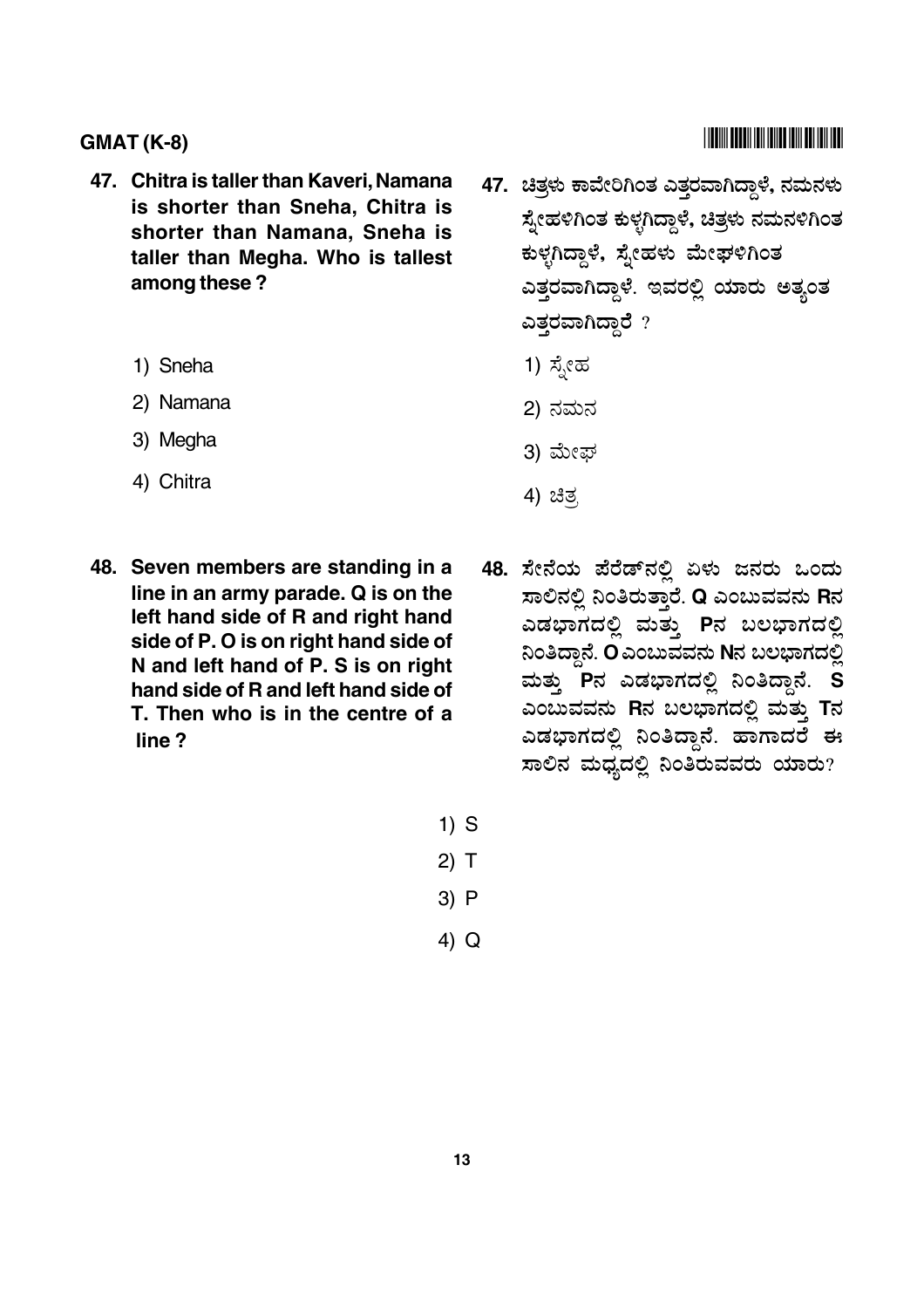47. Chitra is taller than Kaveri, Namana is shorter than Sneha, Chitra is shorter than Namana, Sneha is taller than Megha. Who is tallest among these ?

    1) Sneha
    2) Namana
    3) Megha
    4) Chitra

47. ಚಿತ್ರಳು ಕಾವೇರಿಗಿಂತ ಎತ್ತರವಾಗಿದ್ದಾಳೆ, ನಮನಳು ಸ್ನೇಹಳಿಗಿಂತ ಕುಳ್ಳಗಿದ್ದಾಳೆ, ಚಿತ್ರಳು ನಮನಳಿಗಿಂತ ಕುಳ್ಳಗಿದ್ದಾಳೆ, ಸ್ನೇಹಳು ಮೇಘಳಿಗಿಂತ ಎತ್ತರವಾಗಿದ್ದಾಳೆ. ಇವರಲ್ಲಿ ಯಾರು ಅತ್ಯಂತ ಎತ್ತರವಾಗಿದ್ದಾರೆ ?

    1) ಸ್ನೇಹ
    2) ನಮನ
    3) ಮೇಘ
    4) ಚಿತ್ರ

48. Seven members are standing in a line in an army parade. Q is on the left hand side of R and right hand side of P. O is on right hand side of N and left hand of P. S is on right hand side of R and left hand side of T. Then who is in the centre of a line ?

48. ಸೇನೆಯ ಪೆರೇಡ್‌ನಲ್ಲಿ ಏಳು ಜನರು ಒಂದು ಸಾಲಿನಲ್ಲಿ ನಿಂತಿರುತ್ತಾರೆ. Q ಎಂಬುವವನು Rನ ಎಡಭಾಗದಲ್ಲಿ ಮತ್ತು Pನ ಬಲಭಾಗದಲ್ಲಿ ನಿಂತಿದ್ದಾನೆ. O ಎಂಬುವವನು Nನ ಬಲಭಾಗದಲ್ಲಿ ಮತ್ತು Pನ ಎಡಭಾಗದಲ್ಲಿ ನಿಂತಿದ್ದಾನೆ. S ಎಂಬುವವನು Rನ ಬಲಭಾಗದಲ್ಲಿ ಮತ್ತು Tನ ಎಡಭಾಗದಲ್ಲಿ ನಿಂತಿದ್ದಾನೆ. ಹಾಗಾದರೆ ಈ ಸಾಲಿನ ಮಧ್ಯದಲ್ಲಿ ನಿಂತಿರುವವರು ಯಾರು?

    1) S
    2) T
    3) P
    4) Q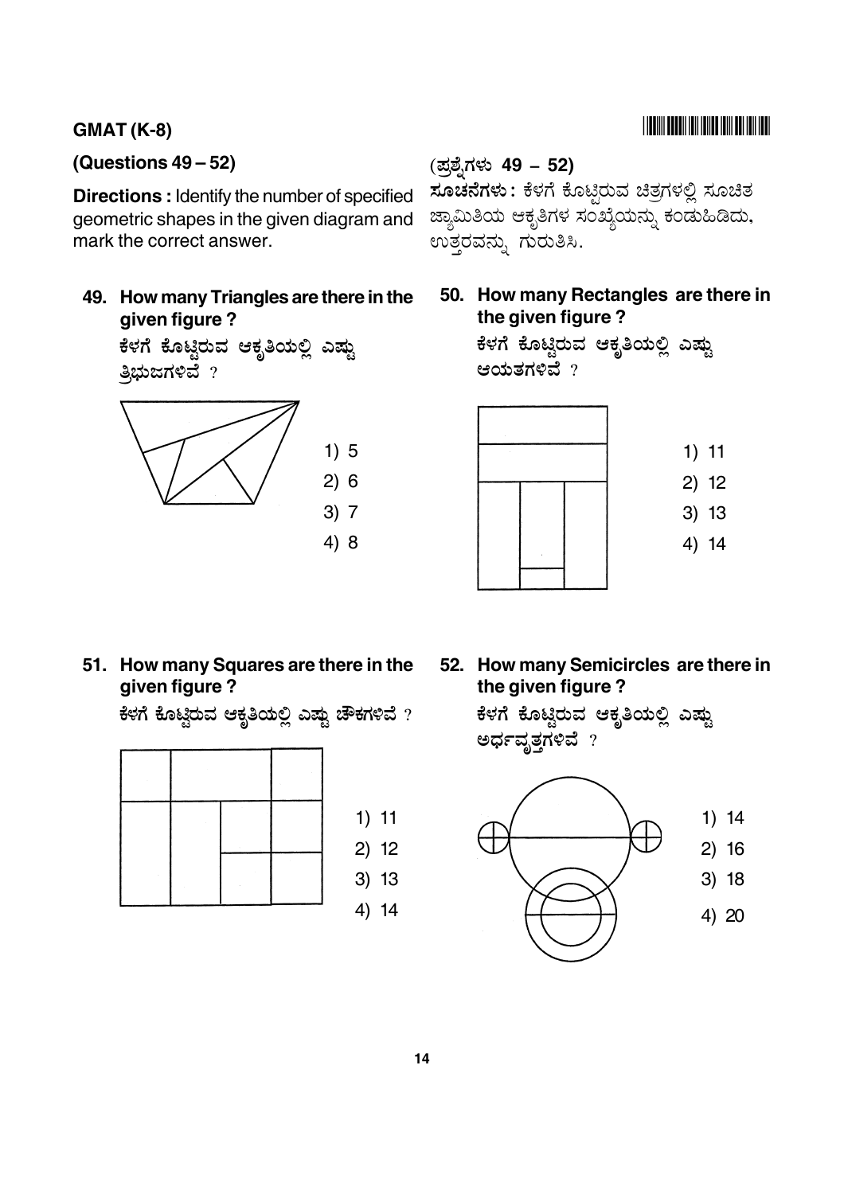**GMAT (K-8)**

**(Questions 49 – 52)**

**Directions :** Identify the number of specified geometric shapes in the given diagram and mark the correct answer.

**(ಪ್ರಶ್ನೆಗಳು 49 – 52)**

**ಸೂಚನೆಗಳು :** ಕೆಳಗೆ ಕೊಟ್ಟಿರುವ ಚಿತ್ರಗಳಲ್ಲಿ ಸೂಚಿತ ಜ್ಯಾಮಿತಿಯ ಆಕೃತಿಗಳ ಸಂಖ್ಯೆಯನ್ನು ಕಂಡುಹಿಡಿದು, ಉತ್ತರವನ್ನು ಗುರುತಿಸಿ.

**49. How many Triangles are there in the given figure ?**

**ಕೆಳಗೆ ಕೊಟ್ಟಿರುವ ಆಕೃತಿಯಲ್ಲಿ ಎಷ್ಟು ತ್ರಿಭುಜಗಳಿವೆ ?**

1) 5
2) 6
3) 7
4) 8

**50. How many Rectangles are there in the given figure ?**

**ಕೆಳಗೆ ಕೊಟ್ಟಿರುವ ಆಕೃತಿಯಲ್ಲಿ ಎಷ್ಟು ಆಯತಗಳಿವೆ ?**

1) 11
2) 12
3) 13
4) 14

**51. How many Squares are there in the given figure ?**

**ಕೆಳಗೆ ಕೊಟ್ಟಿರುವ ಆಕೃತಿಯಲ್ಲಿ ಎಷ್ಟು ಚೌಕಗಳಿವೆ ?**

1) 11
2) 12
3) 13
4) 14

**52. How many Semicircles are there in the given figure ?**

**ಕೆಳಗೆ ಕೊಟ್ಟಿರುವ ಆಕೃತಿಯಲ್ಲಿ ಎಷ್ಟು ಅರ್ಧವೃತ್ತಗಳಿವೆ ?**

1) 14
2) 16
3) 18
4) 20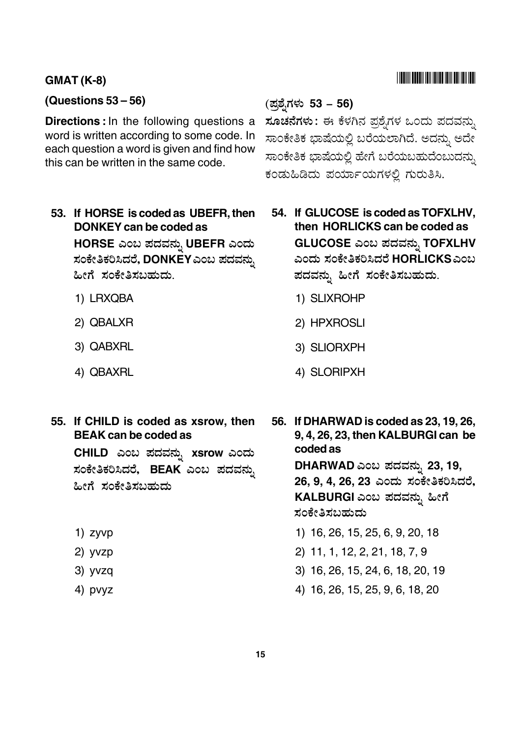GMAT (K-8)

**(Questions 53 – 56)**

**Directions :** In the following questions a word is written according to some code. In each question a word is given and find how this can be written in the same code.

**(ಪ್ರಶ್ನೆಗಳು 53 – 56)**

**ಸೂಚನೆಗಳು :** ಈ ಕೆಳಗಿನ ಪ್ರಶ್ನೆಗಳ ಒಂದು ಪದವನ್ನು ಸಾಂಕೇತಿಕ ಭಾಷೆಯಲ್ಲಿ ಬರೆಯಲಾಗಿದೆ. ಅದನ್ನು ಅದೇ ಸಾಂಕೇತಿಕ ಭಾಷೆಯಲ್ಲಿ ಹೇಗೆ ಬರೆಯಬಹುದೆಂಬುದನ್ನು ಕಂಡುಹಿಡಿದು ಪರ್ಯಾಯಗಳಲ್ಲಿ ಗುರುತಿಸಿ.

**53. If HORSE is coded as UBEFR, then DONKEY can be coded as**
**HORSE ಎಂಬ ಪದವನ್ನು UBEFR ಎಂದು ಸಂಕೇತಿಕರಿಸಿದರೆ, DONKEY ಎಂಬ ಪದವನ್ನು ಹೀಗೆ ಸಂಕೇತಿಸಬಹುದು.**

1) LRXQBA
2) QBALXR
3) QABXRL
4) QBAXRL

**54. If GLUCOSE is coded as TOFXLHV, then HORLICKS can be coded as**
**GLUCOSE ಎಂಬ ಪದವನ್ನು TOFXLHV ಎಂದು ಸಂಕೇತಿಕರಿಸಿದರೆ HORLICKS ಎಂಬ ಪದವನ್ನು ಹೀಗೆ ಸಂಕೇತಿಸಬಹುದು.**

1) SLIXROHP
2) HPXROSLI
3) SLIORXPH
4) SLORIPXH

**55. If CHILD is coded as xsrow, then BEAK can be coded as**
**CHILD ಎಂಬ ಪದವನ್ನು xsrow ಎಂದು ಸಂಕೇತಿಕರಿಸಿದರೆ, BEAK ಎಂಬ ಪದವನ್ನು ಹೀಗೆ ಸಂಕೇತಿಸಬಹುದು**

1) zyvp
2) yvzp
3) yvzq
4) pvyz

**56. If DHARWAD is coded as 23, 19, 26, 9, 4, 26, 23, then KALBURGI can be coded as**
**DHARWAD ಎಂಬ ಪದವನ್ನು 23, 19, 26, 9, 4, 26, 23 ಎಂದು ಸಂಕೇತಿಕರಿಸಿದರೆ, KALBURGI ಎಂಬ ಪದವನ್ನು ಹೀಗೆ ಸಂಕೇತಿಸಬಹುದು**

1) 16, 26, 15, 25, 6, 9, 20, 18
2) 11, 1, 12, 2, 21, 18, 7, 9
3) 16, 26, 15, 24, 6, 18, 20, 19
4) 16, 26, 15, 25, 9, 6, 18, 20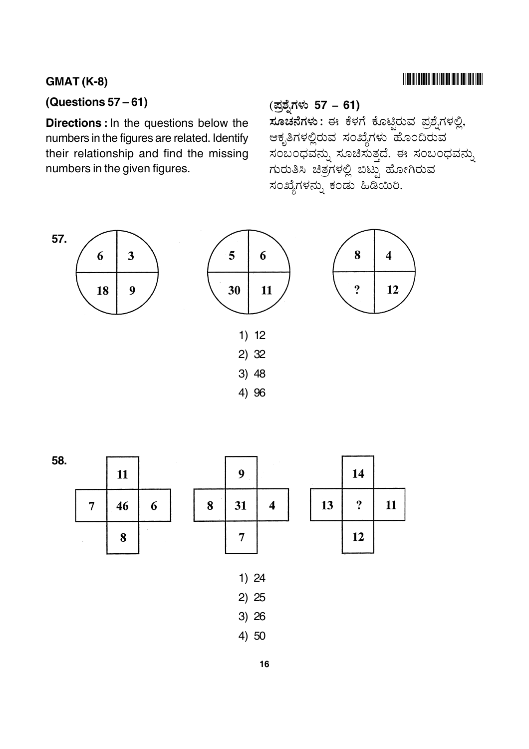**GMAT (K-8)**

**(Questions 57 – 61)**

**Directions :** In the questions below the numbers in the figures are related. Identify their relationship and find the missing numbers in the given figures.

**(ಪ್ರಶ್ನೆಗಳು 57 – 61)**

**ಸೂಚನೆಗಳು :** ಈ ಕೆಳಗೆ ಕೊಟ್ಟಿರುವ ಪ್ರಶ್ನೆಗಳಲ್ಲಿ, ಆಕೃತಿಗಳಲ್ಲಿರುವ ಸಂಖ್ಯೆಗಳು ಹೊಂದಿರುವ ಸಂಬಂಧವನ್ನು ಸೂಚಿಸುತ್ತದೆ. ಈ ಸಂಬಂಧವನ್ನು ಗುರುತಿಸಿ ಚಿತ್ರಗಳಲ್ಲಿ ಬಿಟ್ಟು ಹೋಗಿರುವ ಸಂಖ್ಯೆಗಳನ್ನು ಕಂಡು ಹಿಡಿಯಿರಿ.

**57.**

Figure 1 (circle):

| 6 | 3 |
|---|---|
| 18 | 9 |

Figure 2 (circle):

| 5 | 6 |
|---|---|
| 30 | 11 |

Figure 3 (circle):

| 8 | 4 |
|---|---|
| ? | 12 |

1) 12
2) 32
3) 48
4) 96

**58.**

Figure 1 (cross): top 11, left 7, centre 46, right 6, bottom 8

Figure 2 (cross): top 9, left 8, centre 31, right 4, bottom 7

Figure 3 (cross): top 14, left 13, centre ?, right 11, bottom 12

1) 24
2) 25
3) 26
4) 50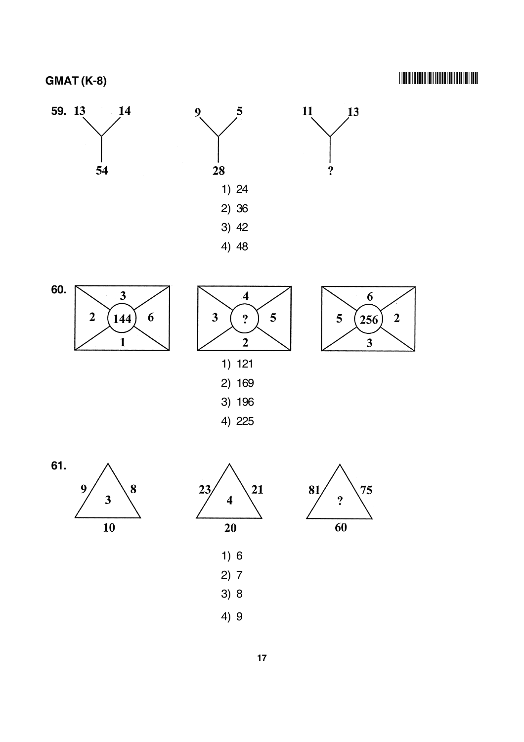**59.**

| 13 | 14 | | 9 | 5 | | 11 | 13 |
|---|---|---|---|---|---|---|---|
| 54 | | | 28 | | | ? | |

1) 24
2) 36
3) 42
4) 48

**60.**

| Figure | Top | Left | Centre | Right | Bottom |
|---|---|---|---|---|---|
| 1 | 3 | 2 | 144 | 6 | 1 |
| 2 | 4 | 3 | ? | 5 | 2 |
| 3 | 6 | 5 | 256 | 2 | 3 |

1) 121
2) 169
3) 196
4) 225

**61.**

| Triangle | Left side | Right side | Base | Centre |
|---|---|---|---|---|
| 1 | 9 | 8 | 10 | 3 |
| 2 | 23 | 21 | 20 | 4 |
| 3 | 81 | 75 | 60 | ? |

1) 6
2) 7
3) 8
4) 9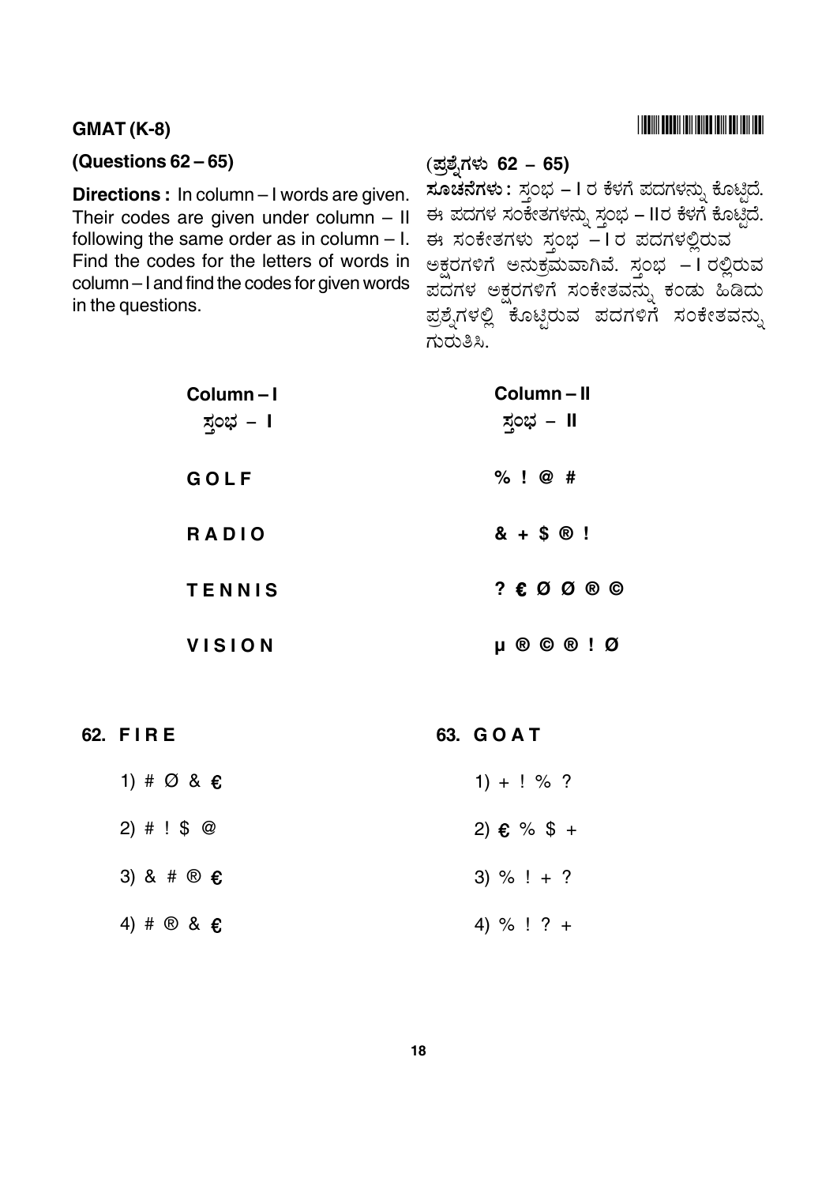**(Questions 62 – 65)**

**Directions :** In column – I words are given. Their codes are given under column – II following the same order as in column – I. Find the codes for the letters of words in column – I and find the codes for given words in the questions.

**(ಪ್ರಶ್ನೆಗಳು 62 – 65)**

**ಸೂಚನೆಗಳು :** ಸ್ತಂಭ – I ರ ಕೆಳಗೆ ಪದಗಳನ್ನು ಕೊಟ್ಟಿದೆ. ಈ ಪದಗಳ ಸಂಕೇತಗಳನ್ನು ಸ್ತಂಭ – II ರ ಕೆಳಗೆ ಕೊಟ್ಟಿದೆ. ಈ ಸಂಕೇತಗಳು ಸ್ತಂಭ – I ರ ಪದಗಳಲ್ಲಿರುವ ಅಕ್ಷರಗಳಿಗೆ ಅನುಕ್ರಮವಾಗಿವೆ. ಸ್ತಂಭ – I ರಲ್ಲಿರುವ ಪದಗಳ ಅಕ್ಷರಗಳಿಗೆ ಸಂಕೇತವನ್ನು ಕಂಡು ಹಿಡಿದು ಪ್ರಶ್ನೆಗಳಲ್ಲಿ ಕೊಟ್ಟಿರುವ ಪದಗಳಿಗೆ ಸಂಕೇತವನ್ನು ಗುರುತಿಸಿ.

| Column – I<br>ಸ್ತಂಭ – I | Column – II<br>ಸ್ತಂಭ – II |
|---|---|
| G O L F | % ! @ # |
| R A D I O | & + $ ® ! |
| T E N N I S | ? € Ø Ø ® © |
| V I S I O N | µ ® © ® ! Ø |

**62.** F I R E

1) # Ø & €

2) # ! $ @

3) & # ® €

4) # ® & €

**63.** G O A T

1) + ! % ?

2) € % $ +

3) % ! + ?

4) % ! ? +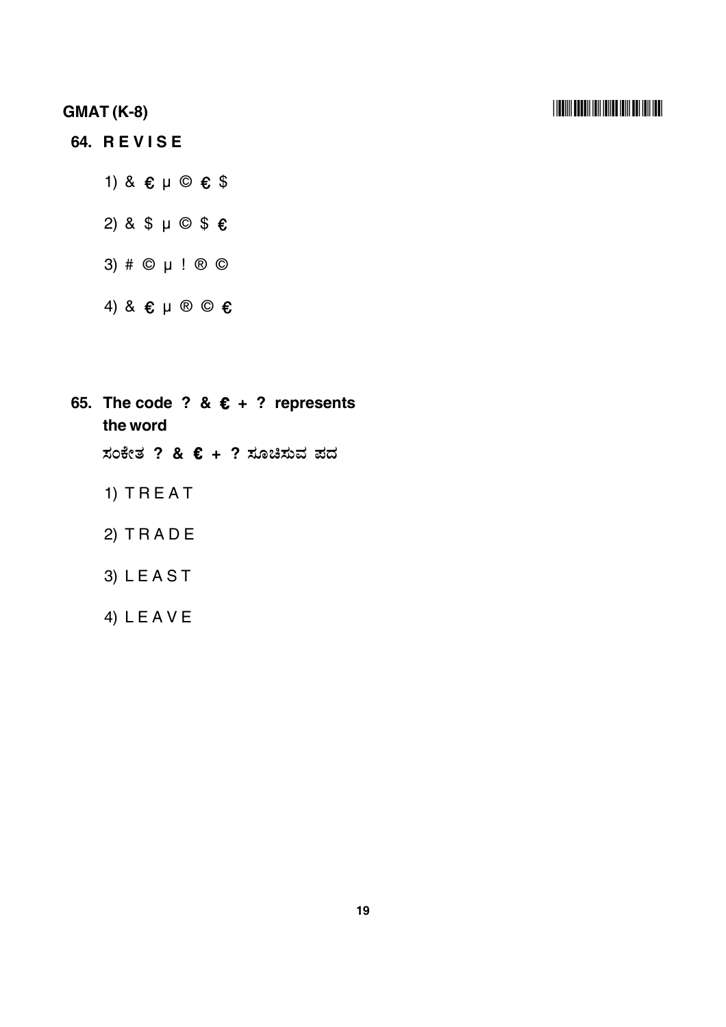**64. R E V I S E**

1) & € μ © € $

2) & $ μ © $ €

3) # © μ ! ® ©

4) & € μ ® © €

**65. The code ? & € + ? represents the word**

**ಸಂಕೇತ ? & € + ? ಸೂಚಿಸುವ ಪದ**

1) T R E A T

2) T R A D E

3) L E A S T

4) L E A V E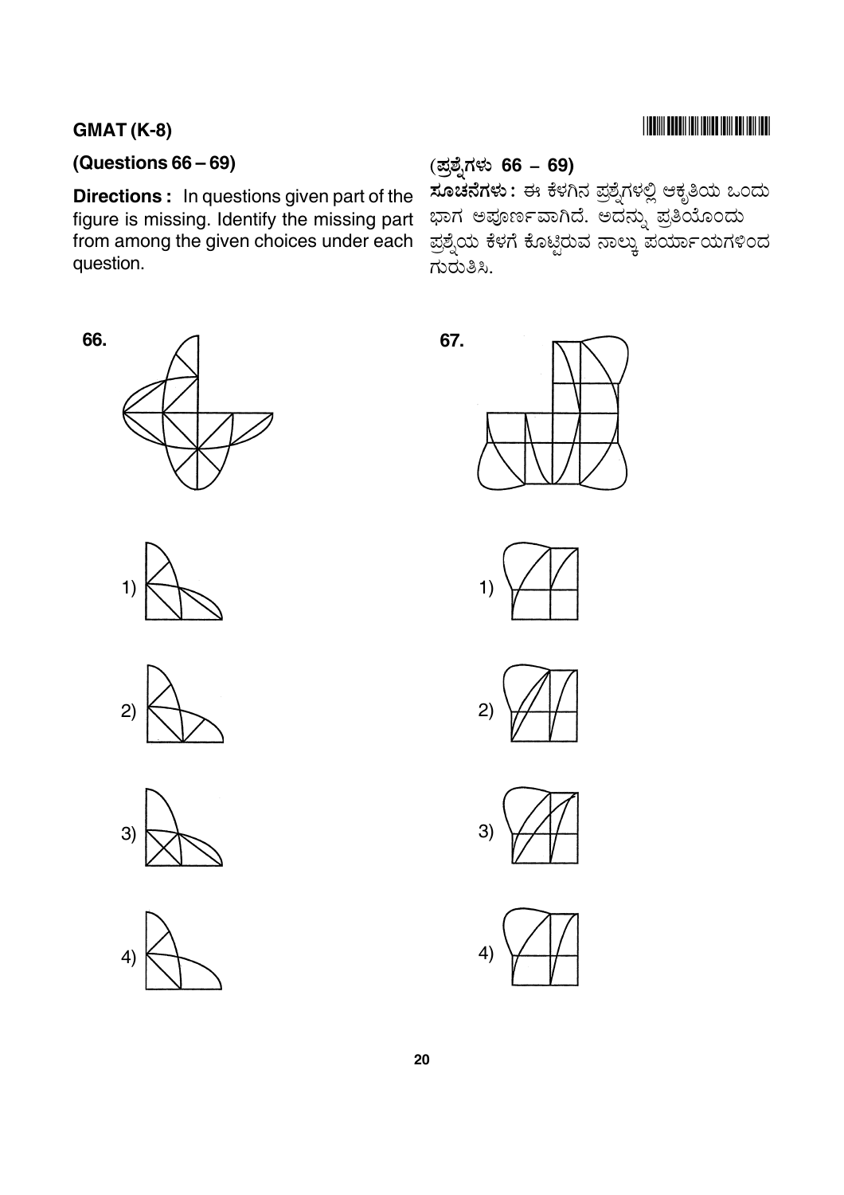## GMAT (K-8)

### (Questions 66 – 69)

**Directions :** In questions given part of the figure is missing. Identify the missing part from among the given choices under each question.

### (ಪ್ರಶ್ನೆಗಳು 66 – 69)

**ಸೂಚನೆಗಳು :** ಈ ಕೆಳಗಿನ ಪ್ರಶ್ನೆಗಳಲ್ಲಿ ಆಕೃತಿಯ ಒಂದು ಭಾಗ ಅಪೂರ್ಣವಾಗಿದೆ. ಅದನ್ನು ಪ್ರತಿಯೊಂದು ಪ್ರಶ್ನೆಯ ಕೆಳಗೆ ಕೊಟ್ಟಿರುವ ನಾಲ್ಕು ಪರ್ಯಾಯಗಳಿಂದ ಗುರುತಿಸಿ.

**66.**

1)

2)

3)

4)

**67.**

1)

2)

3)

4)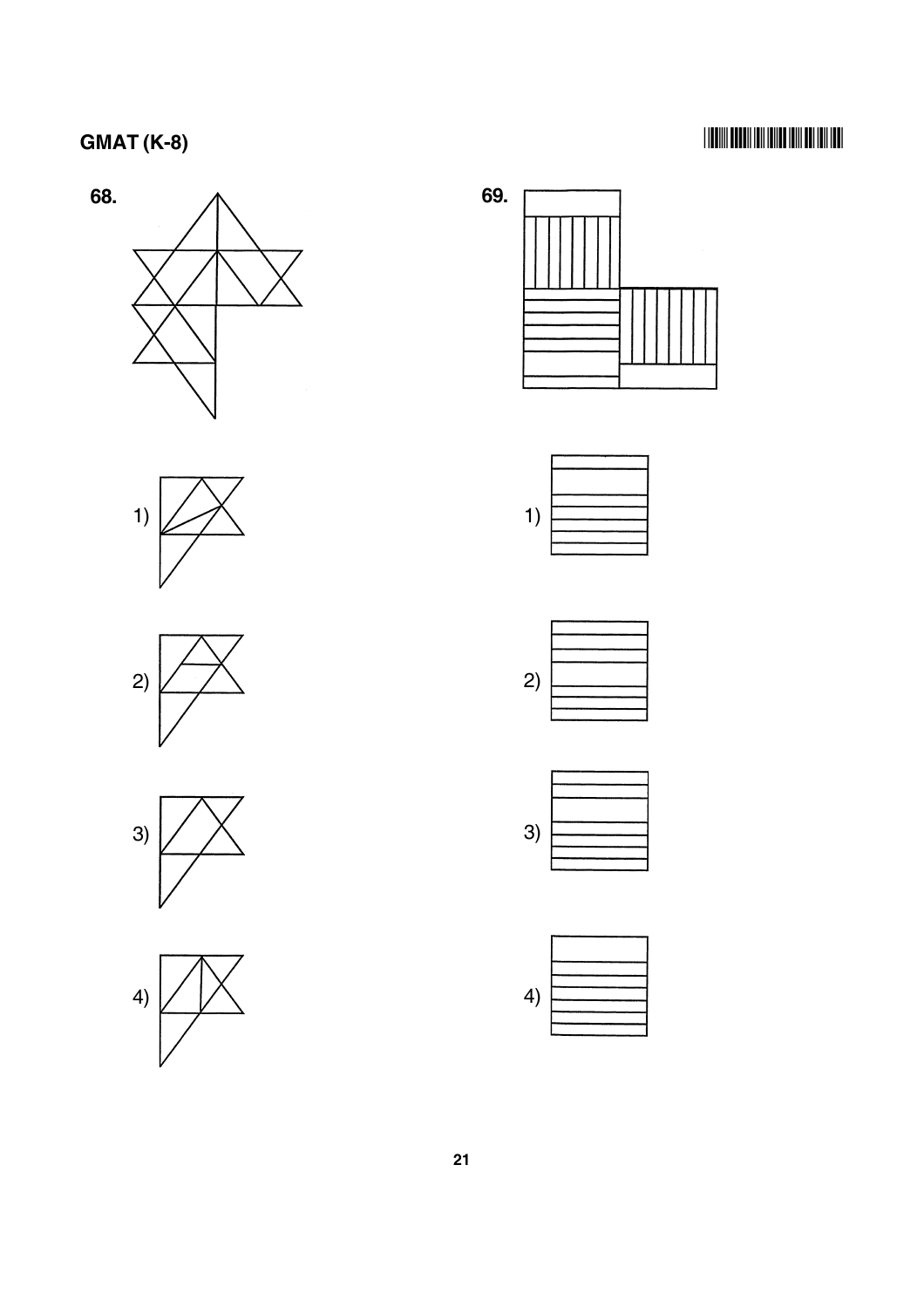**68.**

1)

2)

3)

4)

**69.**

1)

2)

3)

4)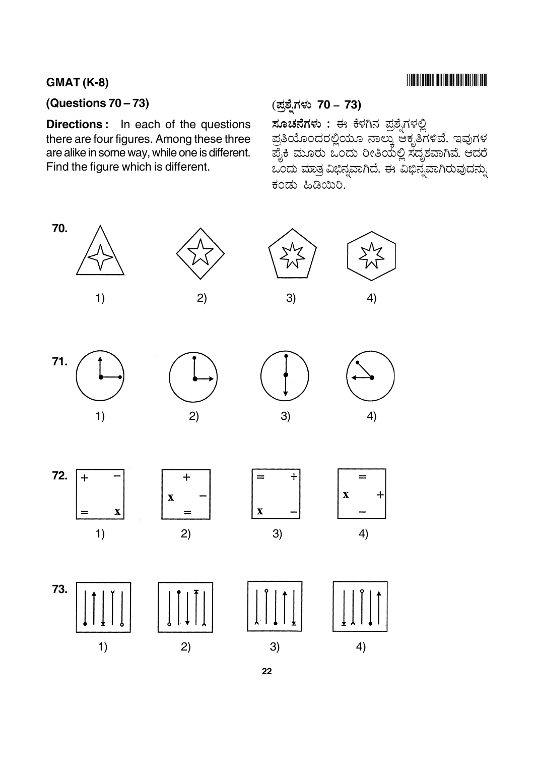**(Questions 70 – 73)**

**Directions :** In each of the questions there are four figures. Among these three are alike in some way, while one is different. Find the figure which is different.

**(ಪ್ರಶ್ನೆಗಳು 70 – 73)**

**ಸೂಚನೆಗಳು :** ಈ ಕೆಳಗಿನ ಪ್ರಶ್ನೆಗಳಲ್ಲಿ ಪ್ರತಿಯೊಂದರಲ್ಲಿಯೂ ನಾಲ್ಕು ಆಕೃತಿಗಳಿವೆ. ಇವುಗಳ ಪೈಕಿ ಮೂರು ಒಂದು ರೀತಿಯಲ್ಲಿ ಸದೃಶವಾಗಿವೆ. ಆದರೆ ಒಂದು ಮಾತ್ರ ವಿಭಿನ್ನವಾಗಿದೆ. ಈ ವಿಭಿನ್ನವಾಗಿರುವುದನ್ನು ಕಂಡು ಹಿಡಿಯಿರಿ.

**70.**

1) 2) 3) 4)

**71.**

1) 2) 3) 4)

**72.**

| + | − |
|---|---|
| = | x |

1)

| | + | |
|---|---|---|
| x | | − |
| | = | |

2)

| = | + |
|---|---|
| x | − |

3)

| | = | |
|---|---|---|
| x | | + |
| | − | |

4)

**73.**

1) 2) 3) 4)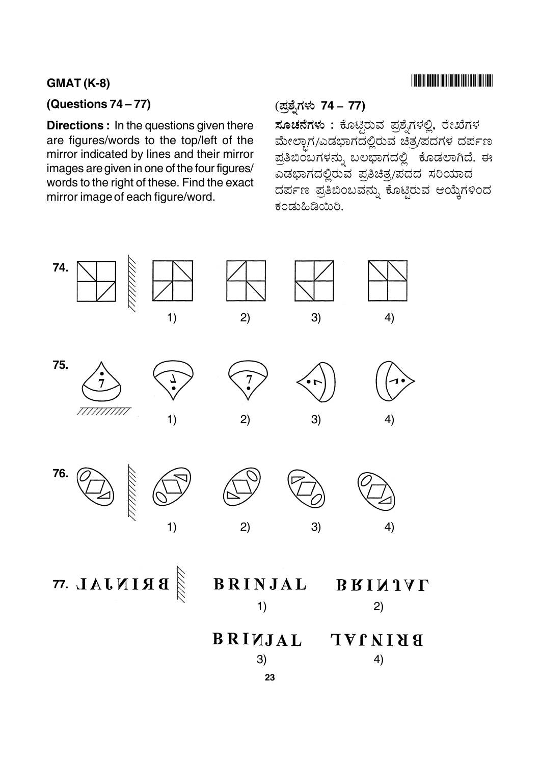**GMAT (K-8)**

## (Questions 74 – 77)

**Directions :** In the questions given there are figures/words to the top/left of the mirror indicated by lines and their mirror images are given in one of the four figures/ words to the right of these. Find the exact mirror image of each figure/word.

## (ಪ್ರಶ್ನೆಗಳು 74 – 77)

**ಸೂಚನೆಗಳು :** ಕೊಟ್ಟಿರುವ ಪ್ರಶ್ನೆಗಳಲ್ಲಿ, ರೇಖೆಗಳ ಮೇಲ್ಭಾಗ/ಎಡಭಾಗದಲ್ಲಿರುವ ಚಿತ್ರ/ಪದಗಳ ದರ್ಪಣ ಪ್ರತಿಬಿಂಬಗಳನ್ನು ಬಲಭಾಗದಲ್ಲಿ ಕೊಡಲಾಗಿದೆ. ಈ ಎಡಭಾಗದಲ್ಲಿರುವ ಪ್ರತಿಚಿತ್ರ/ಪದದ ಸರಿಯಾದ ದರ್ಪಣ ಪ್ರತಿಬಿಂಬವನ್ನು ಕೊಟ್ಟಿರುವ ಆಯ್ಕೆಗಳಿಂದ ಕಂಡುಹಿಡಿಯಿರಿ.

74.

1) 2) 3) 4)

75.

1) 2) 3) 4)

76.

1) 2) 3) 4)

77. BRINJAL (mirrored)

1) BRINJAL

2) BRINJAL (partially mirrored)

3) BRINJAL (partially mirrored)

4) BRINJAL (mirrored)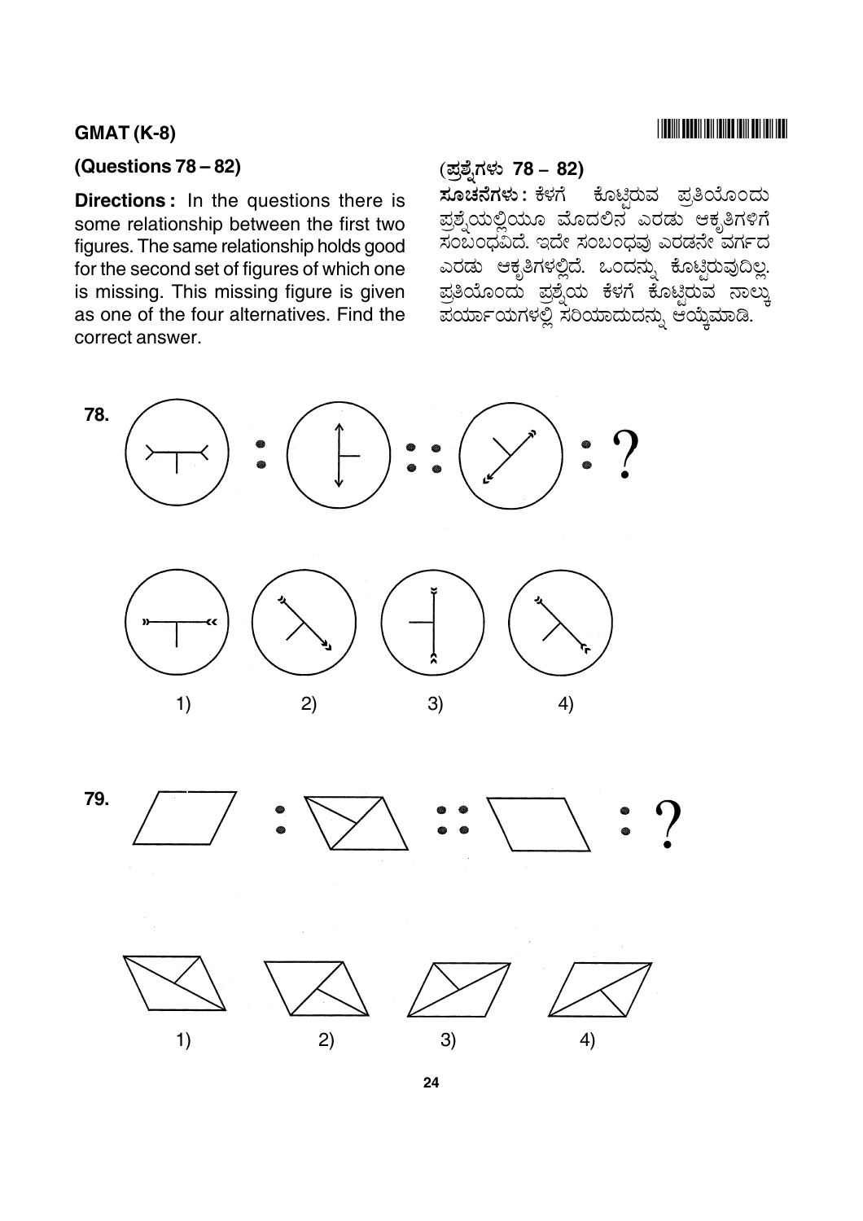## GMAT (K-8)

### (Questions 78 – 82)

**Directions :** In the questions there is some relationship between the first two figures. The same relationship holds good for the second set of figures of which one is missing. This missing figure is given as one of the four alternatives. Find the correct answer.

### (ಪ್ರಶ್ನೆಗಳು 78 – 82)

**ಸೂಚನೆಗಳು :** ಕೆಳಗೆ ಕೊಟ್ಟಿರುವ ಪ್ರತಿಯೊಂದು ಪ್ರಶ್ನೆಯಲ್ಲಿಯೂ ಮೊದಲಿನ ಎರಡು ಆಕೃತಿಗಳಿಗೆ ಸಂಬಂಧವಿದೆ. ಇದೇ ಸಂಬಂಧವು ಎರಡನೇ ವರ್ಗದ ಎರಡು ಆಕೃತಿಗಳಲ್ಲಿದೆ. ಒಂದನ್ನು ಕೊಟ್ಟಿರುವುದಿಲ್ಲ. ಪ್ರತಿಯೊಂದು ಪ್ರಶ್ನೆಯ ಕೆಳಗೆ ಕೊಟ್ಟಿರುವ ನಾಲ್ಕು ಪರ್ಯಾಯಗಳಲ್ಲಿ ಸರಿಯಾದುದನ್ನು ಆಯ್ಕೆಮಾಡಿ.

**78.** : :: : ?

1) 2) 3) 4)

**79.** : :: : ?

1) 2) 3) 4)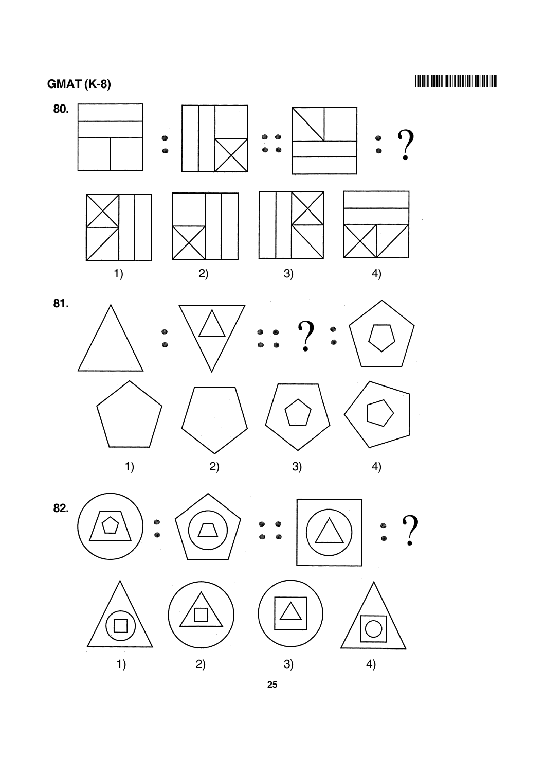**80.** : : : : ?

1) 2) 3) 4)

**81.** : : : ? :

1) 2) 3) 4)

**82.** : : : : ?

1) 2) 3) 4)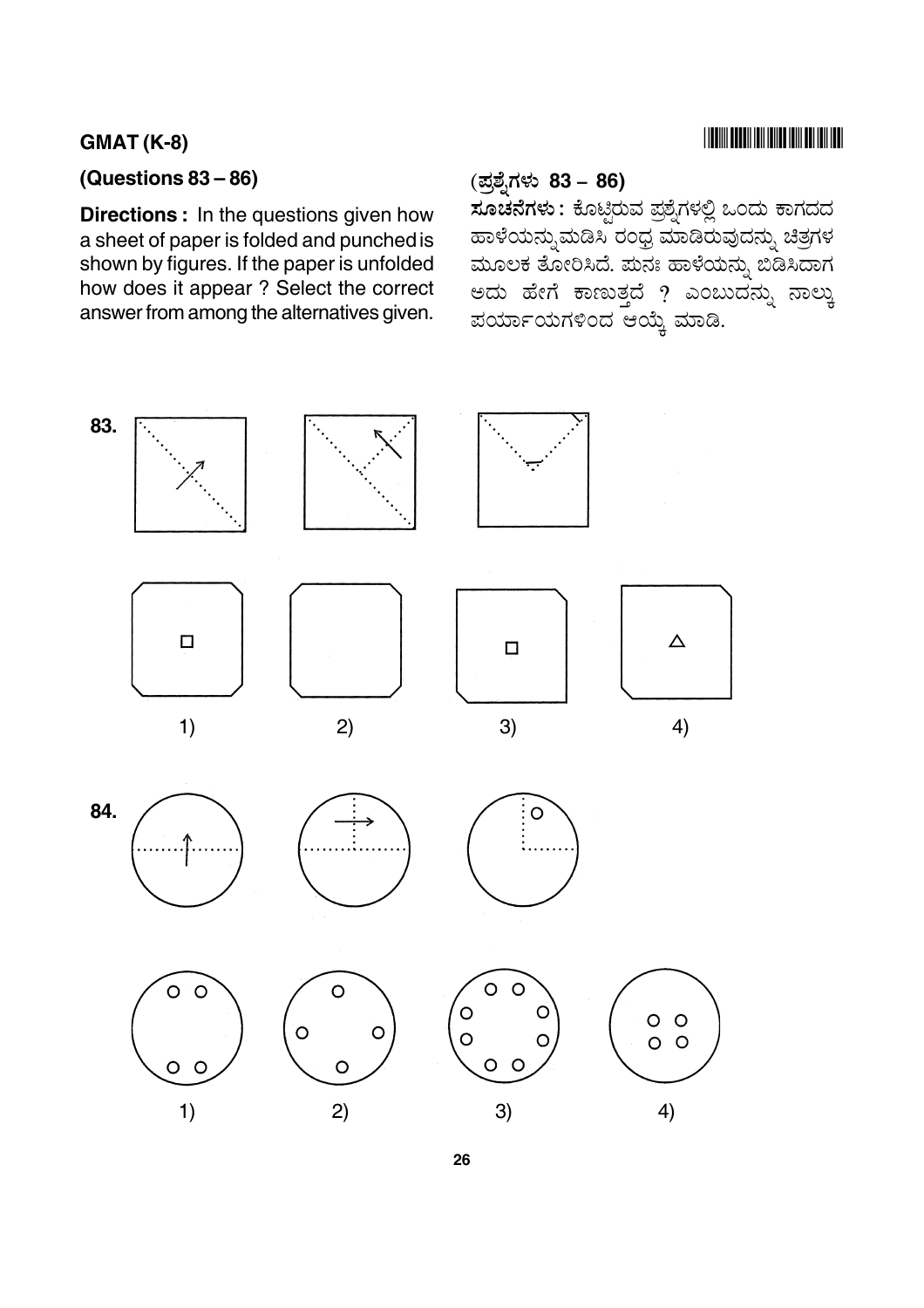**GMAT (K-8)**

**(Questions 83 – 86)**

**Directions :** In the questions given how a sheet of paper is folded and punched is shown by figures. If the paper is unfolded how does it appear ? Select the correct answer from among the alternatives given.

**(ಪ್ರಶ್ನೆಗಳು 83 – 86)**

**ಸೂಚನೆಗಳು :** ಕೊಟ್ಟಿರುವ ಪ್ರಶ್ನೆಗಳಲ್ಲಿ ಒಂದು ಕಾಗದದ ಹಾಳೆಯನ್ನುಮಡಿಸಿ ರಂಧ್ರ ಮಾಡಿರುವುದನ್ನು ಚಿತ್ರಗಳ ಮೂಲಕ ತೋರಿಸಿದೆ. ಪುನಃ ಹಾಳೆಯನ್ನು ಬಿಡಿಸಿದಾಗ ಅದು ಹೇಗೆ ಕಾಣುತ್ತದೆ ? ಎಂಬುದನ್ನು ನಾಲ್ಕು ಪರ್ಯಾಯಗಳಿಂದ ಆಯ್ಕೆ ಮಾಡಿ.

**83.**

1) 2) 3) 4)

**84.**

1) 2) 3) 4)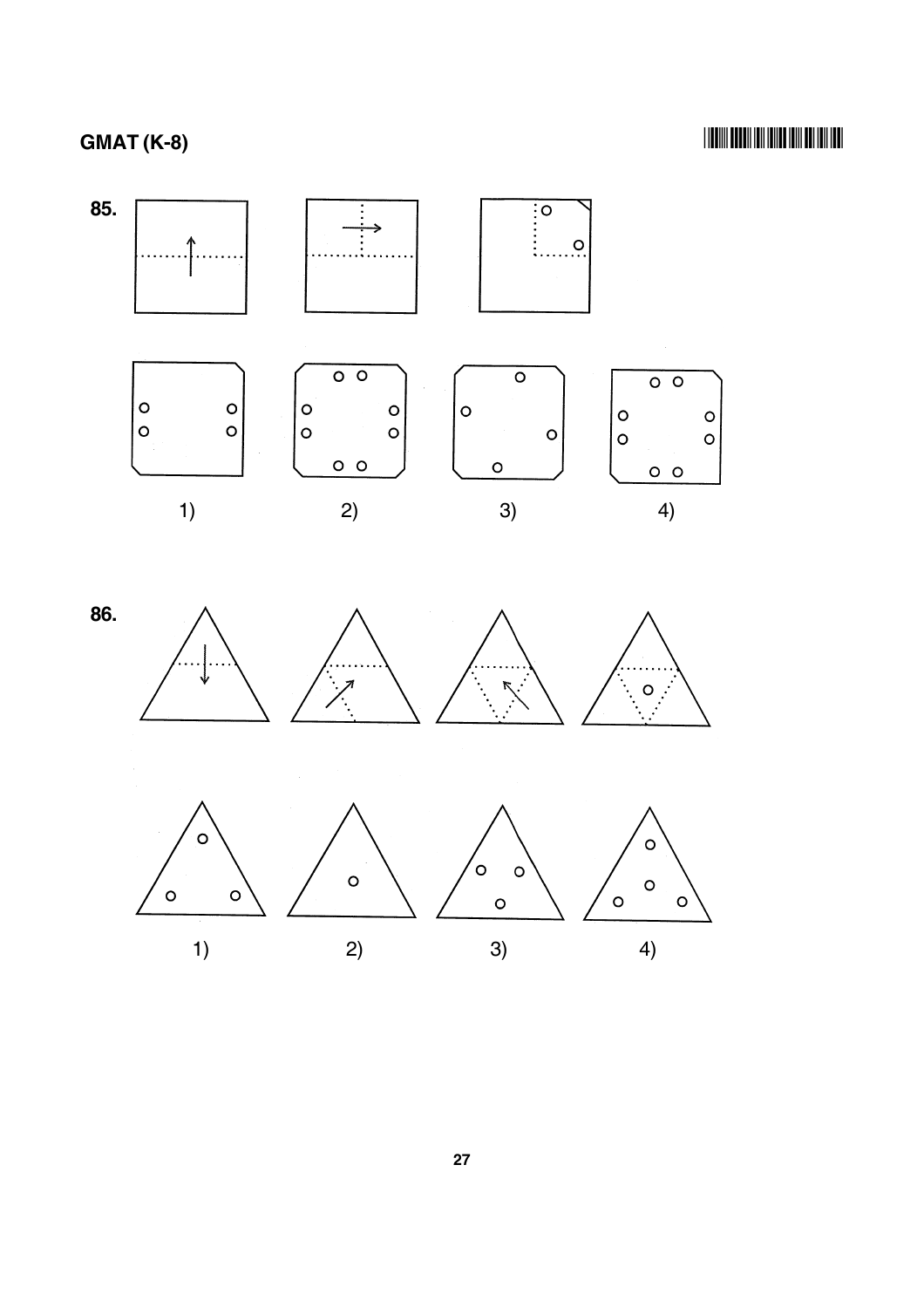85.

1)

2)

3)

4)

86.

1)

2)

3)

4)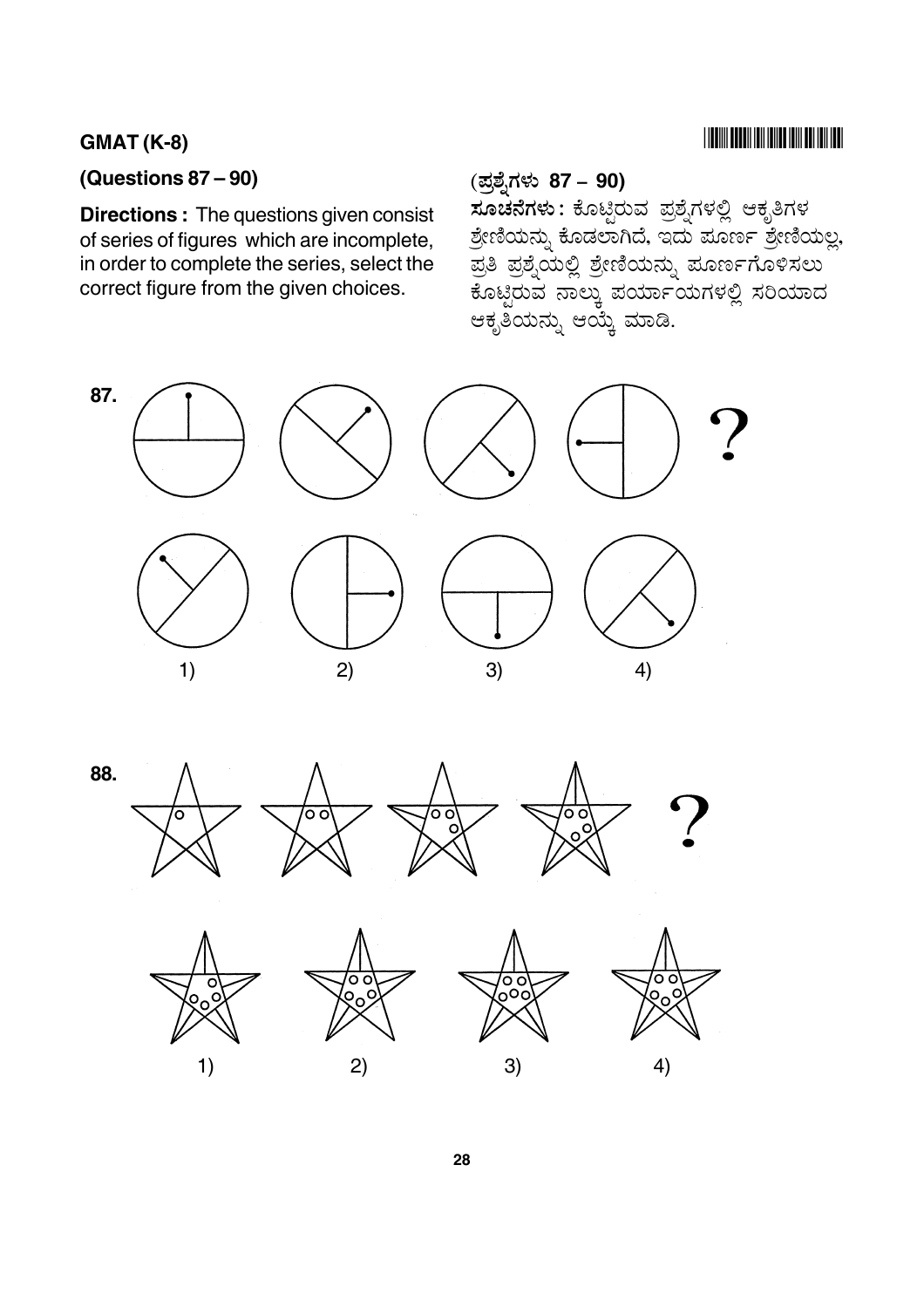GMAT (K-8)

(Questions 87 – 90)

**Directions :** The questions given consist of series of figures which are incomplete, in order to complete the series, select the correct figure from the given choices.

(ಪ್ರಶ್ನೆಗಳು 87 – 90)

**ಸೂಚನೆಗಳು :** ಕೊಟ್ಟಿರುವ ಪ್ರಶ್ನೆಗಳಲ್ಲಿ ಆಕೃತಿಗಳ ಶ್ರೇಣಿಯನ್ನು ಕೊಡಲಾಗಿದೆ, ಇದು ಪೂರ್ಣ ಶ್ರೇಣಿಯಲ್ಲ, ಪ್ರತಿ ಪ್ರಶ್ನೆಯಲ್ಲಿ ಶ್ರೇಣಿಯನ್ನು ಪೂರ್ಣಗೊಳಿಸಲು ಕೊಟ್ಟಿರುವ ನಾಲ್ಕು ಪರ್ಯಾಯಗಳಲ್ಲಿ ಸರಿಯಾದ ಆಕೃತಿಯನ್ನು ಆಯ್ಕೆ ಮಾಡಿ.

87. ?

1) 2) 3) 4)

88. ?

1) 2) 3) 4)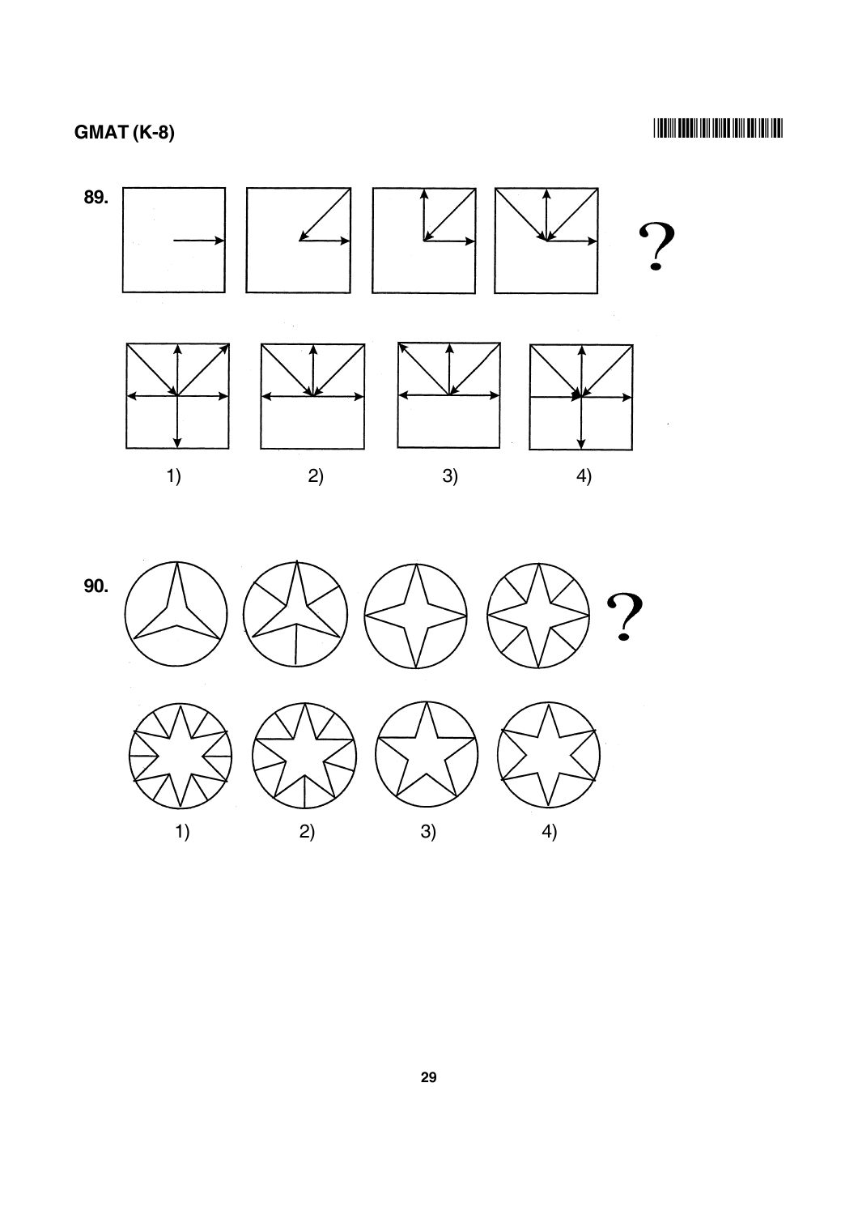89. ?

1) 2) 3) 4)

90. ?

1) 2) 3) 4)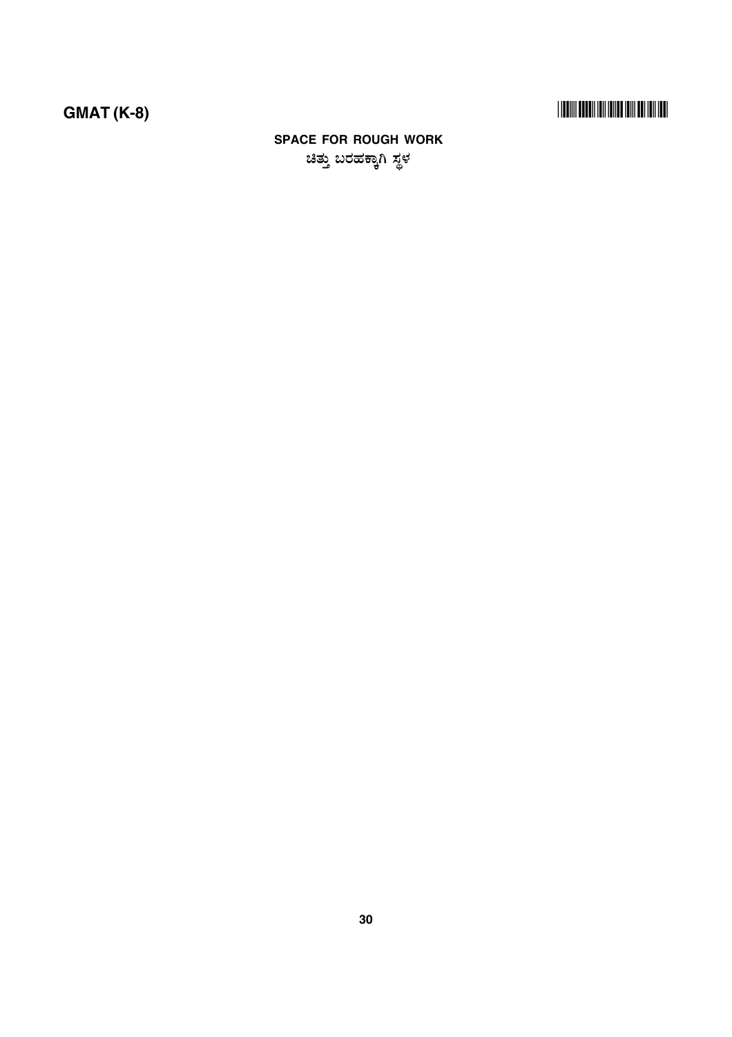**SPACE FOR ROUGH WORK**

ಚಿತ್ತು ಬರಹಕ್ಕಾಗಿ ಸ್ಥಳ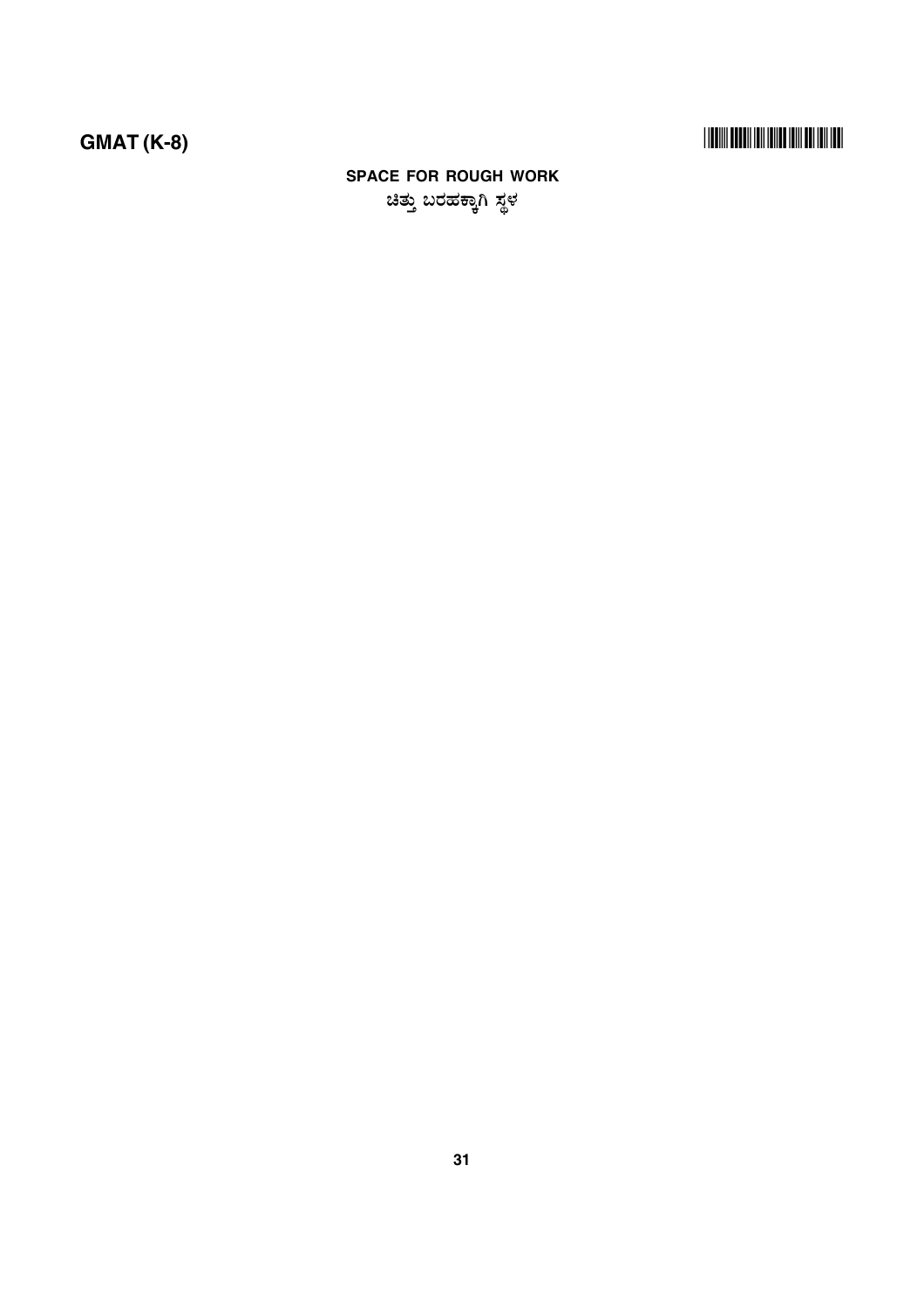**SPACE FOR ROUGH WORK**

**ಚಿತ್ತು ಬರಹಕ್ಕಾಗಿ ಸ್ಥಳ**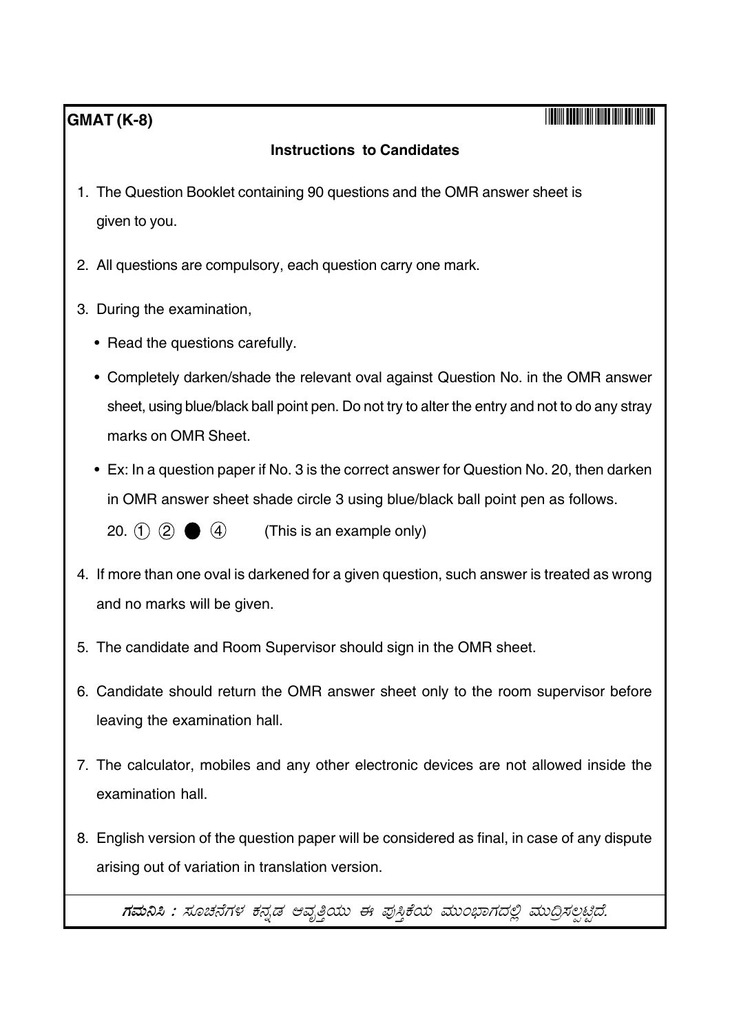**GMAT (K-8)**

### Instructions to Candidates

1. The Question Booklet containing 90 questions and the OMR answer sheet is given to you.
2. All questions are compulsory, each question carry one mark.
3. During the examination,
   - Read the questions carefully.
   - Completely darken/shade the relevant oval against Question No. in the OMR answer sheet, using blue/black ball point pen. Do not try to alter the entry and not to do any stray marks on OMR Sheet.
   - Ex: In a question paper if No. 3 is the correct answer for Question No. 20, then darken in OMR answer sheet shade circle 3 using blue/black ball point pen as follows.

     20. ① ② ● ④ (This is an example only)
4. If more than one oval is darkened for a given question, such answer is treated as wrong and no marks will be given.
5. The candidate and Room Supervisor should sign in the OMR sheet.
6. Candidate should return the OMR answer sheet only to the room supervisor before leaving the examination hall.
7. The calculator, mobiles and any other electronic devices are not allowed inside the examination hall.
8. English version of the question paper will be considered as final, in case of any dispute arising out of variation in translation version.

***ಗಮನಿಸಿ :*** *ಸೂಚನೆಗಳ ಕನ್ನಡ ಆವೃತ್ತಿಯು ಈ ಪುಸ್ತಿಕೆಯ ಮುಂಭಾಗದಲ್ಲಿ ಮುದ್ರಿಸಲ್ಪಟ್ಟಿದೆ.*